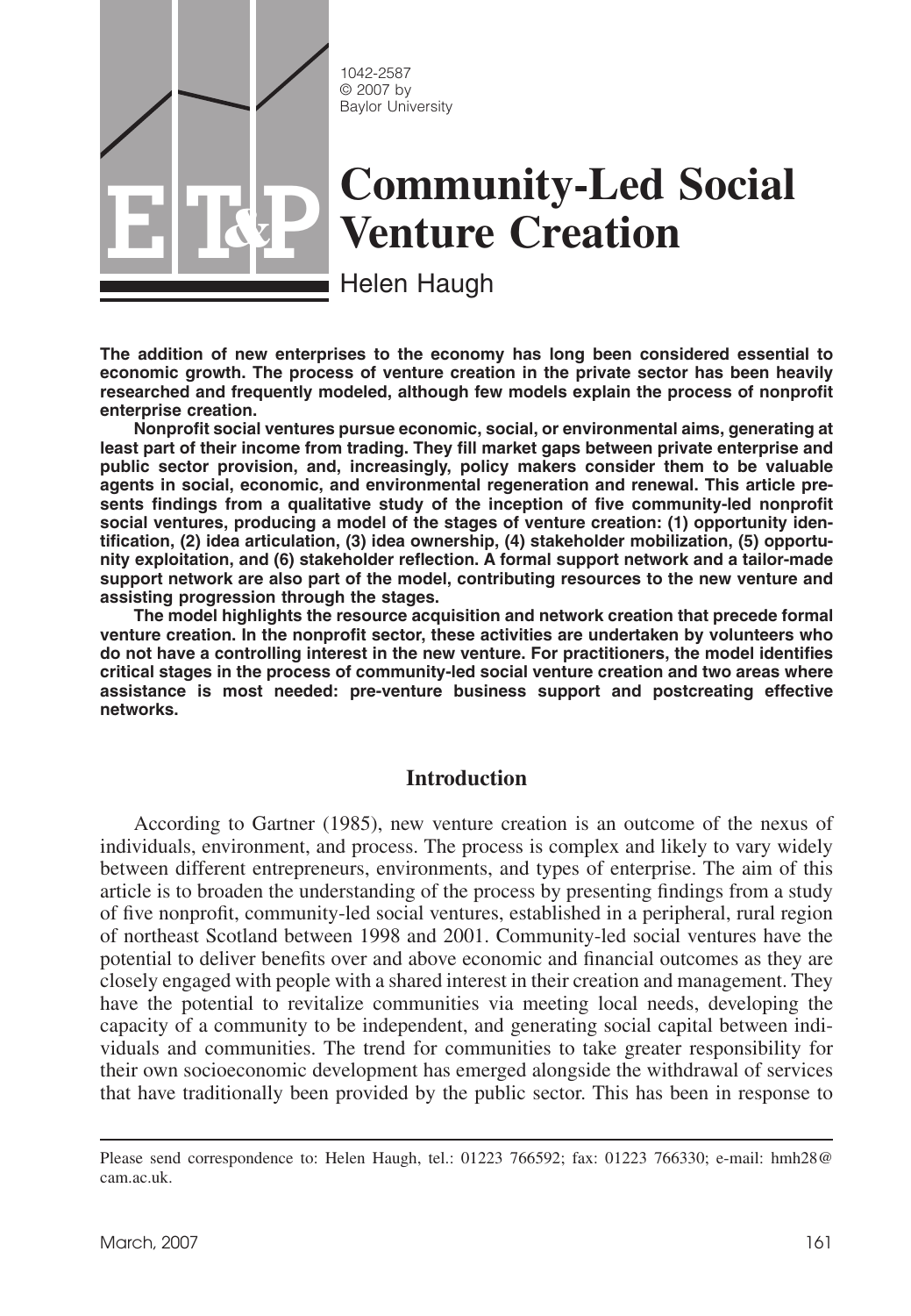1042-2587
© 2007 by
Baylor University

# Community-Led Social Venture Creation

Helen Haugh

**The addition of new enterprises to the economy has long been considered essential to economic growth. The process of venture creation in the private sector has been heavily researched and frequently modeled, although few models explain the process of nonprofit enterprise creation.**

**Nonprofit social ventures pursue economic, social, or environmental aims, generating at least part of their income from trading. They fill market gaps between private enterprise and public sector provision, and, increasingly, policy makers consider them to be valuable agents in social, economic, and environmental regeneration and renewal. This article presents findings from a qualitative study of the inception of five community-led nonprofit social ventures, producing a model of the stages of venture creation: (1) opportunity identification, (2) idea articulation, (3) idea ownership, (4) stakeholder mobilization, (5) opportunity exploitation, and (6) stakeholder reflection. A formal support network and a tailor-made support network are also part of the model, contributing resources to the new venture and assisting progression through the stages.**

**The model highlights the resource acquisition and network creation that precede formal venture creation. In the nonprofit sector, these activities are undertaken by volunteers who do not have a controlling interest in the new venture. For practitioners, the model identifies critical stages in the process of community-led social venture creation and two areas where assistance is most needed: pre-venture business support and postcreating effective networks.**

## Introduction

According to Gartner (1985), new venture creation is an outcome of the nexus of individuals, environment, and process. The process is complex and likely to vary widely between different entrepreneurs, environments, and types of enterprise. The aim of this article is to broaden the understanding of the process by presenting findings from a study of five nonprofit, community-led social ventures, established in a peripheral, rural region of northeast Scotland between 1998 and 2001. Community-led social ventures have the potential to deliver benefits over and above economic and financial outcomes as they are closely engaged with people with a shared interest in their creation and management. They have the potential to revitalize communities via meeting local needs, developing the capacity of a community to be independent, and generating social capital between individuals and communities. The trend for communities to take greater responsibility for their own socioeconomic development has emerged alongside the withdrawal of services that have traditionally been provided by the public sector. This has been in response to

Please send correspondence to: Helen Haugh, tel.: 01223 766592; fax: 01223 766330; e-mail: hmh28@cam.ac.uk.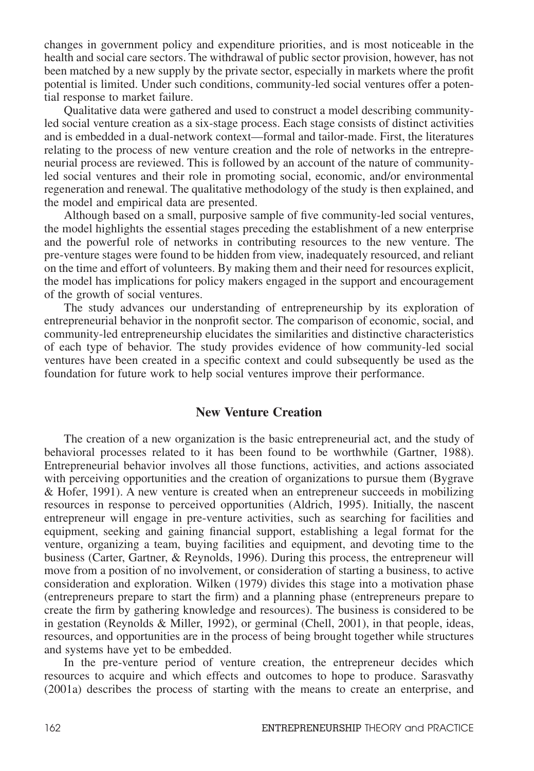changes in government policy and expenditure priorities, and is most noticeable in the health and social care sectors. The withdrawal of public sector provision, however, has not been matched by a new supply by the private sector, especially in markets where the profit potential is limited. Under such conditions, community-led social ventures offer a potential response to market failure.

Qualitative data were gathered and used to construct a model describing community-led social venture creation as a six-stage process. Each stage consists of distinct activities and is embedded in a dual-network context—formal and tailor-made. First, the literatures relating to the process of new venture creation and the role of networks in the entrepreneurial process are reviewed. This is followed by an account of the nature of community-led social ventures and their role in promoting social, economic, and/or environmental regeneration and renewal. The qualitative methodology of the study is then explained, and the model and empirical data are presented.

Although based on a small, purposive sample of five community-led social ventures, the model highlights the essential stages preceding the establishment of a new enterprise and the powerful role of networks in contributing resources to the new venture. The pre-venture stages were found to be hidden from view, inadequately resourced, and reliant on the time and effort of volunteers. By making them and their need for resources explicit, the model has implications for policy makers engaged in the support and encouragement of the growth of social ventures.

The study advances our understanding of entrepreneurship by its exploration of entrepreneurial behavior in the nonprofit sector. The comparison of economic, social, and community-led entrepreneurship elucidates the similarities and distinctive characteristics of each type of behavior. The study provides evidence of how community-led social ventures have been created in a specific context and could subsequently be used as the foundation for future work to help social ventures improve their performance.

## New Venture Creation

The creation of a new organization is the basic entrepreneurial act, and the study of behavioral processes related to it has been found to be worthwhile (Gartner, 1988). Entrepreneurial behavior involves all those functions, activities, and actions associated with perceiving opportunities and the creation of organizations to pursue them (Bygrave & Hofer, 1991). A new venture is created when an entrepreneur succeeds in mobilizing resources in response to perceived opportunities (Aldrich, 1995). Initially, the nascent entrepreneur will engage in pre-venture activities, such as searching for facilities and equipment, seeking and gaining financial support, establishing a legal format for the venture, organizing a team, buying facilities and equipment, and devoting time to the business (Carter, Gartner, & Reynolds, 1996). During this process, the entrepreneur will move from a position of no involvement, or consideration of starting a business, to active consideration and exploration. Wilken (1979) divides this stage into a motivation phase (entrepreneurs prepare to start the firm) and a planning phase (entrepreneurs prepare to create the firm by gathering knowledge and resources). The business is considered to be in gestation (Reynolds & Miller, 1992), or germinal (Chell, 2001), in that people, ideas, resources, and opportunities are in the process of being brought together while structures and systems have yet to be embedded.

In the pre-venture period of venture creation, the entrepreneur decides which resources to acquire and which effects and outcomes to hope to produce. Sarasvathy (2001a) describes the process of starting with the means to create an enterprise, and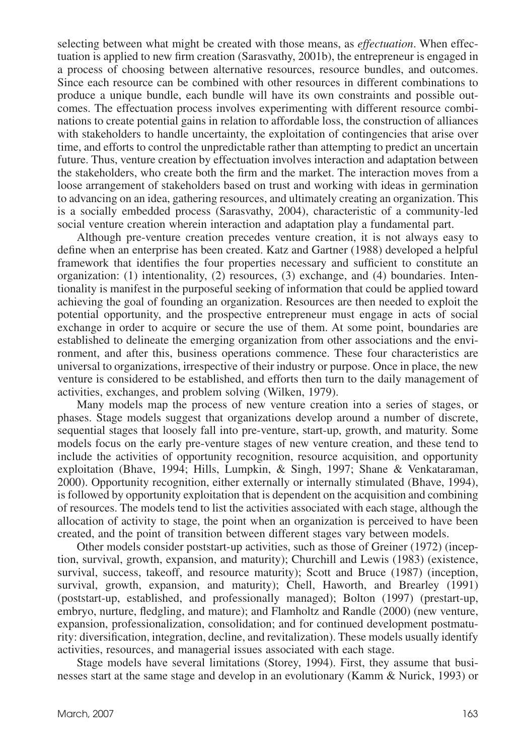selecting between what might be created with those means, as *effectuation*. When effectuation is applied to new firm creation (Sarasvathy, 2001b), the entrepreneur is engaged in a process of choosing between alternative resources, resource bundles, and outcomes. Since each resource can be combined with other resources in different combinations to produce a unique bundle, each bundle will have its own constraints and possible outcomes. The effectuation process involves experimenting with different resource combinations to create potential gains in relation to affordable loss, the construction of alliances with stakeholders to handle uncertainty, the exploitation of contingencies that arise over time, and efforts to control the unpredictable rather than attempting to predict an uncertain future. Thus, venture creation by effectuation involves interaction and adaptation between the stakeholders, who create both the firm and the market. The interaction moves from a loose arrangement of stakeholders based on trust and working with ideas in germination to advancing on an idea, gathering resources, and ultimately creating an organization. This is a socially embedded process (Sarasvathy, 2004), characteristic of a community-led social venture creation wherein interaction and adaptation play a fundamental part.

Although pre-venture creation precedes venture creation, it is not always easy to define when an enterprise has been created. Katz and Gartner (1988) developed a helpful framework that identifies the four properties necessary and sufficient to constitute an organization: (1) intentionality, (2) resources, (3) exchange, and (4) boundaries. Intentionality is manifest in the purposeful seeking of information that could be applied toward achieving the goal of founding an organization. Resources are then needed to exploit the potential opportunity, and the prospective entrepreneur must engage in acts of social exchange in order to acquire or secure the use of them. At some point, boundaries are established to delineate the emerging organization from other associations and the environment, and after this, business operations commence. These four characteristics are universal to organizations, irrespective of their industry or purpose. Once in place, the new venture is considered to be established, and efforts then turn to the daily management of activities, exchanges, and problem solving (Wilken, 1979).

Many models map the process of new venture creation into a series of stages, or phases. Stage models suggest that organizations develop around a number of discrete, sequential stages that loosely fall into pre-venture, start-up, growth, and maturity. Some models focus on the early pre-venture stages of new venture creation, and these tend to include the activities of opportunity recognition, resource acquisition, and opportunity exploitation (Bhave, 1994; Hills, Lumpkin, & Singh, 1997; Shane & Venkataraman, 2000). Opportunity recognition, either externally or internally stimulated (Bhave, 1994), is followed by opportunity exploitation that is dependent on the acquisition and combining of resources. The models tend to list the activities associated with each stage, although the allocation of activity to stage, the point when an organization is perceived to have been created, and the point of transition between different stages vary between models.

Other models consider poststart-up activities, such as those of Greiner (1972) (inception, survival, growth, expansion, and maturity); Churchill and Lewis (1983) (existence, survival, success, takeoff, and resource maturity); Scott and Bruce (1987) (inception, survival, growth, expansion, and maturity); Chell, Haworth, and Brearley (1991) (poststart-up, established, and professionally managed); Bolton (1997) (prestart-up, embryo, nurture, fledgling, and mature); and Flamholtz and Randle (2000) (new venture, expansion, professionalization, consolidation; and for continued development postmaturity: diversification, integration, decline, and revitalization). These models usually identify activities, resources, and managerial issues associated with each stage.

Stage models have several limitations (Storey, 1994). First, they assume that businesses start at the same stage and develop in an evolutionary (Kamm & Nurick, 1993) or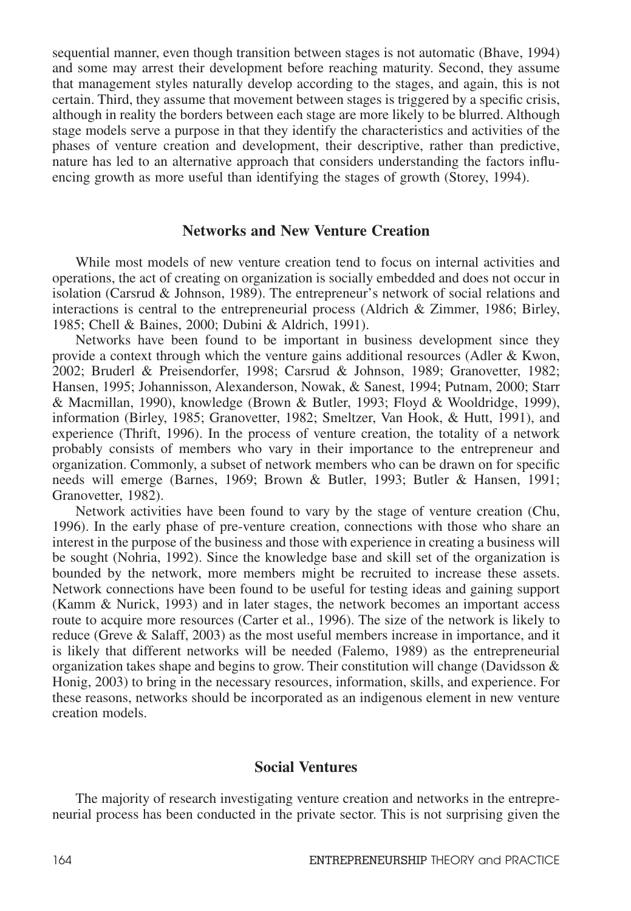sequential manner, even though transition between stages is not automatic (Bhave, 1994) and some may arrest their development before reaching maturity. Second, they assume that management styles naturally develop according to the stages, and again, this is not certain. Third, they assume that movement between stages is triggered by a specific crisis, although in reality the borders between each stage are more likely to be blurred. Although stage models serve a purpose in that they identify the characteristics and activities of the phases of venture creation and development, their descriptive, rather than predictive, nature has led to an alternative approach that considers understanding the factors influencing growth as more useful than identifying the stages of growth (Storey, 1994).

## Networks and New Venture Creation

While most models of new venture creation tend to focus on internal activities and operations, the act of creating on organization is socially embedded and does not occur in isolation (Carsrud & Johnson, 1989). The entrepreneur's network of social relations and interactions is central to the entrepreneurial process (Aldrich & Zimmer, 1986; Birley, 1985; Chell & Baines, 2000; Dubini & Aldrich, 1991).

Networks have been found to be important in business development since they provide a context through which the venture gains additional resources (Adler & Kwon, 2002; Bruderl & Preisendorfer, 1998; Carsrud & Johnson, 1989; Granovetter, 1982; Hansen, 1995; Johannisson, Alexanderson, Nowak, & Sanest, 1994; Putnam, 2000; Starr & Macmillan, 1990), knowledge (Brown & Butler, 1993; Floyd & Wooldridge, 1999), information (Birley, 1985; Granovetter, 1982; Smeltzer, Van Hook, & Hutt, 1991), and experience (Thrift, 1996). In the process of venture creation, the totality of a network probably consists of members who vary in their importance to the entrepreneur and organization. Commonly, a subset of network members who can be drawn on for specific needs will emerge (Barnes, 1969; Brown & Butler, 1993; Butler & Hansen, 1991; Granovetter, 1982).

Network activities have been found to vary by the stage of venture creation (Chu, 1996). In the early phase of pre-venture creation, connections with those who share an interest in the purpose of the business and those with experience in creating a business will be sought (Nohria, 1992). Since the knowledge base and skill set of the organization is bounded by the network, more members might be recruited to increase these assets. Network connections have been found to be useful for testing ideas and gaining support (Kamm & Nurick, 1993) and in later stages, the network becomes an important access route to acquire more resources (Carter et al., 1996). The size of the network is likely to reduce (Greve & Salaff, 2003) as the most useful members increase in importance, and it is likely that different networks will be needed (Falemo, 1989) as the entrepreneurial organization takes shape and begins to grow. Their constitution will change (Davidsson & Honig, 2003) to bring in the necessary resources, information, skills, and experience. For these reasons, networks should be incorporated as an indigenous element in new venture creation models.

## Social Ventures

The majority of research investigating venture creation and networks in the entrepreneurial process has been conducted in the private sector. This is not surprising given the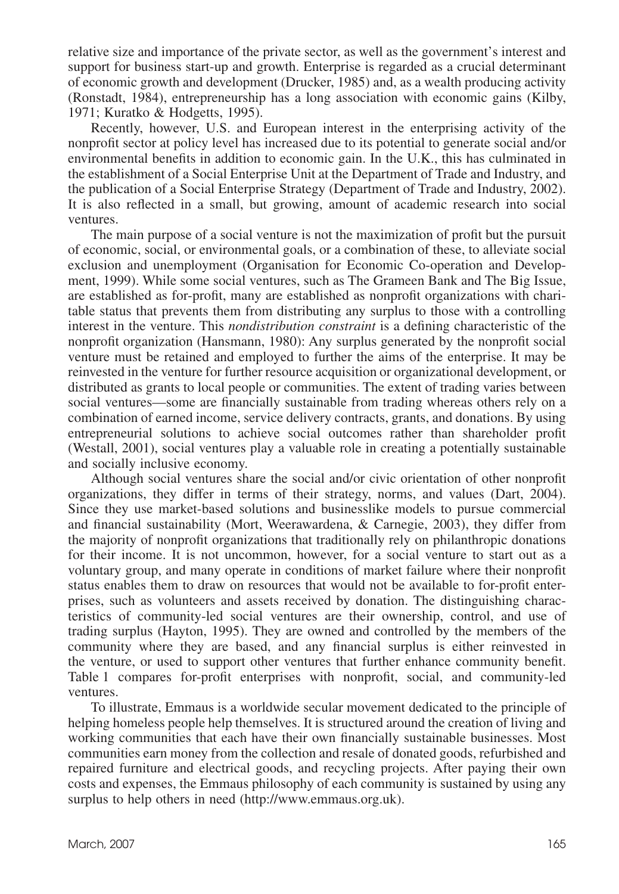relative size and importance of the private sector, as well as the government's interest and support for business start-up and growth. Enterprise is regarded as a crucial determinant of economic growth and development (Drucker, 1985) and, as a wealth producing activity (Ronstadt, 1984), entrepreneurship has a long association with economic gains (Kilby, 1971; Kuratko & Hodgetts, 1995).

Recently, however, U.S. and European interest in the enterprising activity of the nonprofit sector at policy level has increased due to its potential to generate social and/or environmental benefits in addition to economic gain. In the U.K., this has culminated in the establishment of a Social Enterprise Unit at the Department of Trade and Industry, and the publication of a Social Enterprise Strategy (Department of Trade and Industry, 2002). It is also reflected in a small, but growing, amount of academic research into social ventures.

The main purpose of a social venture is not the maximization of profit but the pursuit of economic, social, or environmental goals, or a combination of these, to alleviate social exclusion and unemployment (Organisation for Economic Co-operation and Development, 1999). While some social ventures, such as The Grameen Bank and The Big Issue, are established as for-profit, many are established as nonprofit organizations with charitable status that prevents them from distributing any surplus to those with a controlling interest in the venture. This *nondistribution constraint* is a defining characteristic of the nonprofit organization (Hansmann, 1980): Any surplus generated by the nonprofit social venture must be retained and employed to further the aims of the enterprise. It may be reinvested in the venture for further resource acquisition or organizational development, or distributed as grants to local people or communities. The extent of trading varies between social ventures—some are financially sustainable from trading whereas others rely on a combination of earned income, service delivery contracts, grants, and donations. By using entrepreneurial solutions to achieve social outcomes rather than shareholder profit (Westall, 2001), social ventures play a valuable role in creating a potentially sustainable and socially inclusive economy.

Although social ventures share the social and/or civic orientation of other nonprofit organizations, they differ in terms of their strategy, norms, and values (Dart, 2004). Since they use market-based solutions and businesslike models to pursue commercial and financial sustainability (Mort, Weerawardena, & Carnegie, 2003), they differ from the majority of nonprofit organizations that traditionally rely on philanthropic donations for their income. It is not uncommon, however, for a social venture to start out as a voluntary group, and many operate in conditions of market failure where their nonprofit status enables them to draw on resources that would not be available to for-profit enterprises, such as volunteers and assets received by donation. The distinguishing characteristics of community-led social ventures are their ownership, control, and use of trading surplus (Hayton, 1995). They are owned and controlled by the members of the community where they are based, and any financial surplus is either reinvested in the venture, or used to support other ventures that further enhance community benefit. Table 1 compares for-profit enterprises with nonprofit, social, and community-led ventures.

To illustrate, Emmaus is a worldwide secular movement dedicated to the principle of helping homeless people help themselves. It is structured around the creation of living and working communities that each have their own financially sustainable businesses. Most communities earn money from the collection and resale of donated goods, refurbished and repaired furniture and electrical goods, and recycling projects. After paying their own costs and expenses, the Emmaus philosophy of each community is sustained by using any surplus to help others in need (http://www.emmaus.org.uk).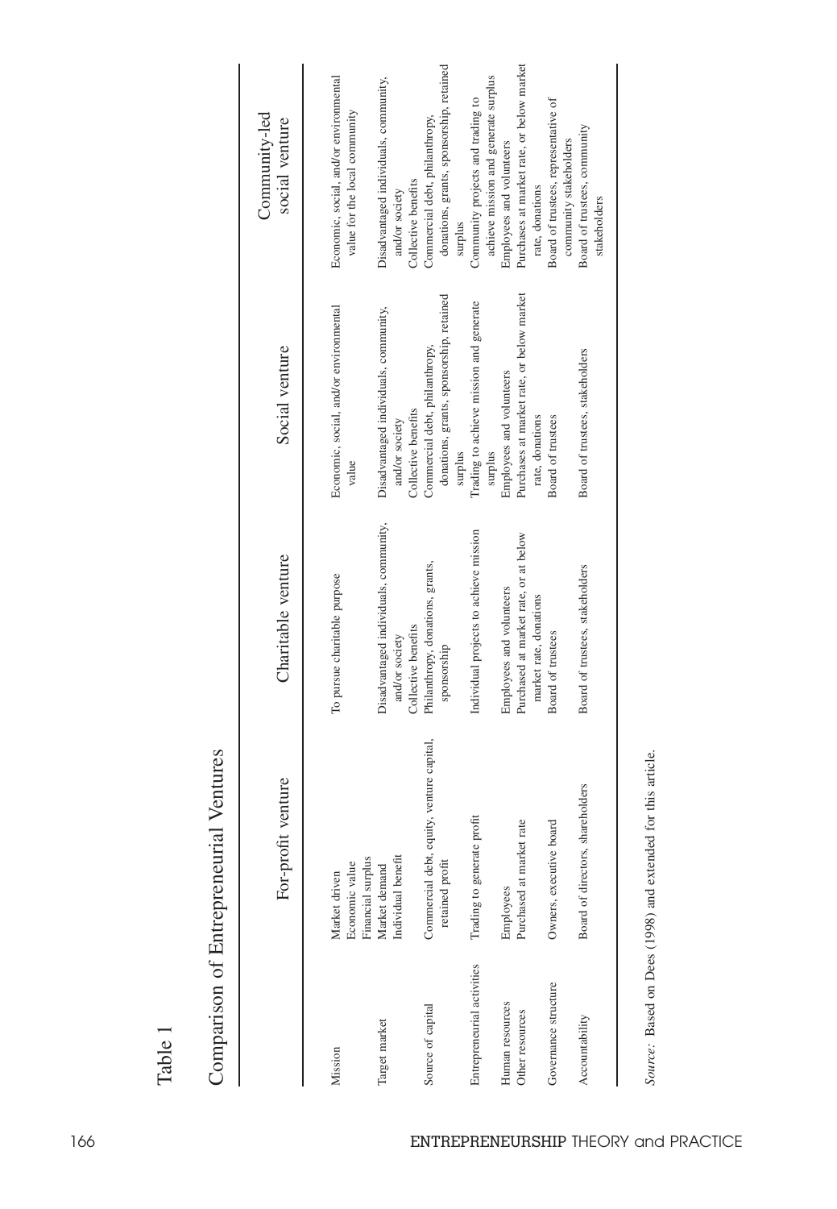Table 1

Comparison of Entrepreneurial Ventures

| | For-profit venture | Charitable venture | Social venture | Community-led social venture |
|---|---|---|---|---|
| Mission | Market driven<br>Economic value<br>Financial surplus | To pursue charitable purpose | Economic, social, and/or environmental value | Economic, social, and/or environmental value for the local community |
| Target market | Market demand<br>Individual benefit | Disadvantaged individuals, community, and/or society<br>Collective benefits | Disadvantaged individuals, community, and/or society<br>Collective benefits | Disadvantaged individuals, community, and/or society<br>Collective benefits |
| Source of capital | Commercial debt, equity, venture capital, retained profit | Philanthropy, donations, grants, sponsorship | Commercial debt, philanthropy, donations, grants, sponsorship, retained surplus | Commercial debt, philanthropy, donations, grants, sponsorship, retained surplus |
| Entrepreneurial activities | Trading to generate profit | Individual projects to achieve mission | Trading to achieve mission and generate surplus | Community projects and trading to achieve mission and generate surplus |
| Human resources | Employees | Employees and volunteers | Employees and volunteers | Employees and volunteers |
| Other resources | Purchased at market rate | Purchased at market rate, or at below market rate, donations | Purchases at market rate, or below market rate, donations | Purchases at market rate, or below market rate, donations |
| Governance structure | Owners, executive board | Board of trustees | Board of trustees | Board of trustees, representative of community stakeholders |
| Accountability | Board of directors, shareholders | Board of trustees, stakeholders | Board of trustees, stakeholders | Board of trustees, community stakeholders |

*Source:* Based on Dees (1998) and extended for this article.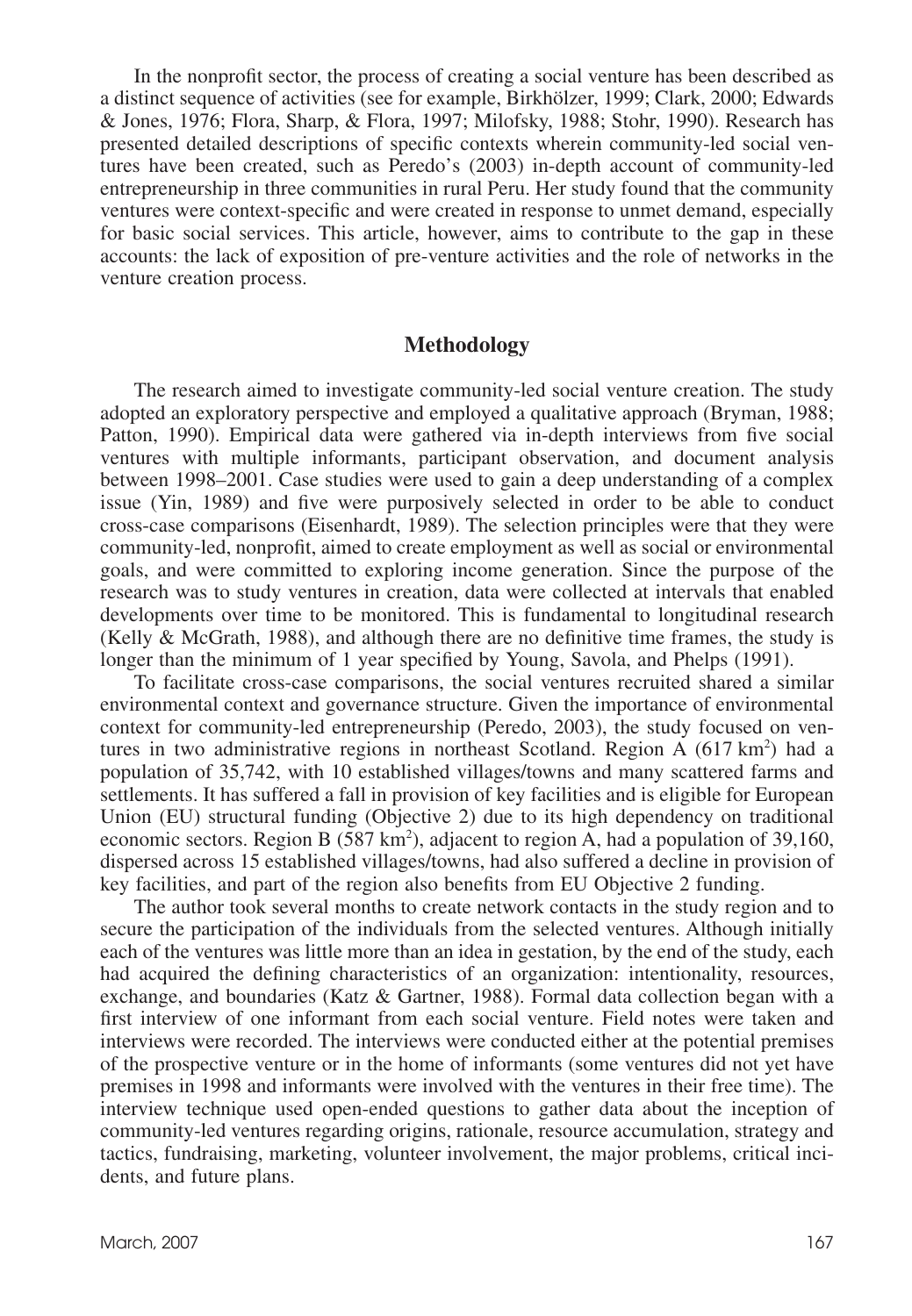In the nonprofit sector, the process of creating a social venture has been described as a distinct sequence of activities (see for example, Birkhölzer, 1999; Clark, 2000; Edwards & Jones, 1976; Flora, Sharp, & Flora, 1997; Milofsky, 1988; Stohr, 1990). Research has presented detailed descriptions of specific contexts wherein community-led social ventures have been created, such as Peredo's (2003) in-depth account of community-led entrepreneurship in three communities in rural Peru. Her study found that the community ventures were context-specific and were created in response to unmet demand, especially for basic social services. This article, however, aims to contribute to the gap in these accounts: the lack of exposition of pre-venture activities and the role of networks in the venture creation process.

## Methodology

The research aimed to investigate community-led social venture creation. The study adopted an exploratory perspective and employed a qualitative approach (Bryman, 1988; Patton, 1990). Empirical data were gathered via in-depth interviews from five social ventures with multiple informants, participant observation, and document analysis between 1998–2001. Case studies were used to gain a deep understanding of a complex issue (Yin, 1989) and five were purposively selected in order to be able to conduct cross-case comparisons (Eisenhardt, 1989). The selection principles were that they were community-led, nonprofit, aimed to create employment as well as social or environmental goals, and were committed to exploring income generation. Since the purpose of the research was to study ventures in creation, data were collected at intervals that enabled developments over time to be monitored. This is fundamental to longitudinal research (Kelly & McGrath, 1988), and although there are no definitive time frames, the study is longer than the minimum of 1 year specified by Young, Savola, and Phelps (1991).

To facilitate cross-case comparisons, the social ventures recruited shared a similar environmental context and governance structure. Given the importance of environmental context for community-led entrepreneurship (Peredo, 2003), the study focused on ventures in two administrative regions in northeast Scotland. Region A (617 km$^2$) had a population of 35,742, with 10 established villages/towns and many scattered farms and settlements. It has suffered a fall in provision of key facilities and is eligible for European Union (EU) structural funding (Objective 2) due to its high dependency on traditional economic sectors. Region B (587 km$^2$), adjacent to region A, had a population of 39,160, dispersed across 15 established villages/towns, had also suffered a decline in provision of key facilities, and part of the region also benefits from EU Objective 2 funding.

The author took several months to create network contacts in the study region and to secure the participation of the individuals from the selected ventures. Although initially each of the ventures was little more than an idea in gestation, by the end of the study, each had acquired the defining characteristics of an organization: intentionality, resources, exchange, and boundaries (Katz & Gartner, 1988). Formal data collection began with a first interview of one informant from each social venture. Field notes were taken and interviews were recorded. The interviews were conducted either at the potential premises of the prospective venture or in the home of informants (some ventures did not yet have premises in 1998 and informants were involved with the ventures in their free time). The interview technique used open-ended questions to gather data about the inception of community-led ventures regarding origins, rationale, resource accumulation, strategy and tactics, fundraising, marketing, volunteer involvement, the major problems, critical incidents, and future plans.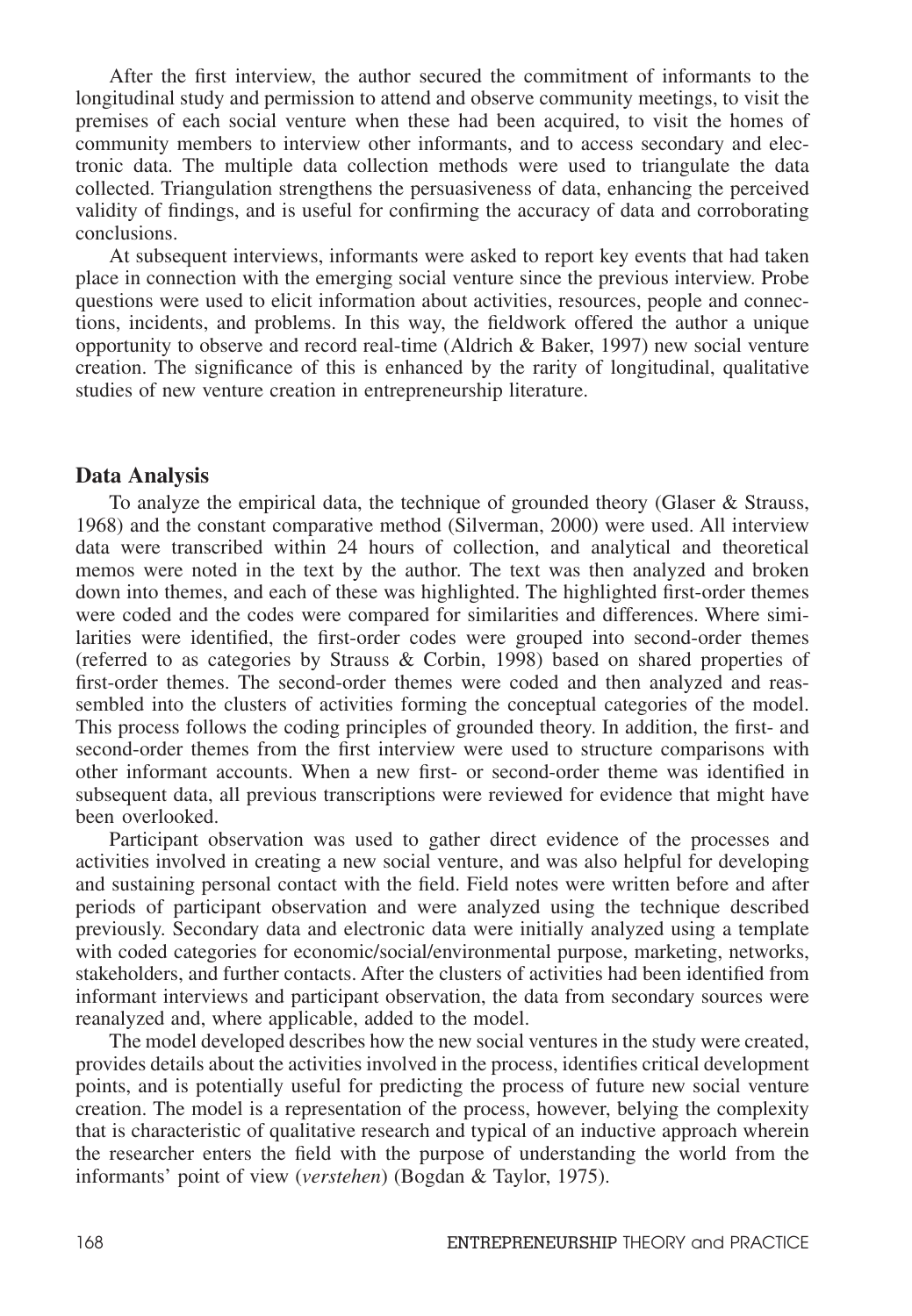After the first interview, the author secured the commitment of informants to the longitudinal study and permission to attend and observe community meetings, to visit the premises of each social venture when these had been acquired, to visit the homes of community members to interview other informants, and to access secondary and electronic data. The multiple data collection methods were used to triangulate the data collected. Triangulation strengthens the persuasiveness of data, enhancing the perceived validity of findings, and is useful for confirming the accuracy of data and corroborating conclusions.

At subsequent interviews, informants were asked to report key events that had taken place in connection with the emerging social venture since the previous interview. Probe questions were used to elicit information about activities, resources, people and connections, incidents, and problems. In this way, the fieldwork offered the author a unique opportunity to observe and record real-time (Aldrich & Baker, 1997) new social venture creation. The significance of this is enhanced by the rarity of longitudinal, qualitative studies of new venture creation in entrepreneurship literature.

## Data Analysis

To analyze the empirical data, the technique of grounded theory (Glaser & Strauss, 1968) and the constant comparative method (Silverman, 2000) were used. All interview data were transcribed within 24 hours of collection, and analytical and theoretical memos were noted in the text by the author. The text was then analyzed and broken down into themes, and each of these was highlighted. The highlighted first-order themes were coded and the codes were compared for similarities and differences. Where similarities were identified, the first-order codes were grouped into second-order themes (referred to as categories by Strauss & Corbin, 1998) based on shared properties of first-order themes. The second-order themes were coded and then analyzed and reassembled into the clusters of activities forming the conceptual categories of the model. This process follows the coding principles of grounded theory. In addition, the first- and second-order themes from the first interview were used to structure comparisons with other informant accounts. When a new first- or second-order theme was identified in subsequent data, all previous transcriptions were reviewed for evidence that might have been overlooked.

Participant observation was used to gather direct evidence of the processes and activities involved in creating a new social venture, and was also helpful for developing and sustaining personal contact with the field. Field notes were written before and after periods of participant observation and were analyzed using the technique described previously. Secondary data and electronic data were initially analyzed using a template with coded categories for economic/social/environmental purpose, marketing, networks, stakeholders, and further contacts. After the clusters of activities had been identified from informant interviews and participant observation, the data from secondary sources were reanalyzed and, where applicable, added to the model.

The model developed describes how the new social ventures in the study were created, provides details about the activities involved in the process, identifies critical development points, and is potentially useful for predicting the process of future new social venture creation. The model is a representation of the process, however, belying the complexity that is characteristic of qualitative research and typical of an inductive approach wherein the researcher enters the field with the purpose of understanding the world from the informants' point of view (*verstehen*) (Bogdan & Taylor, 1975).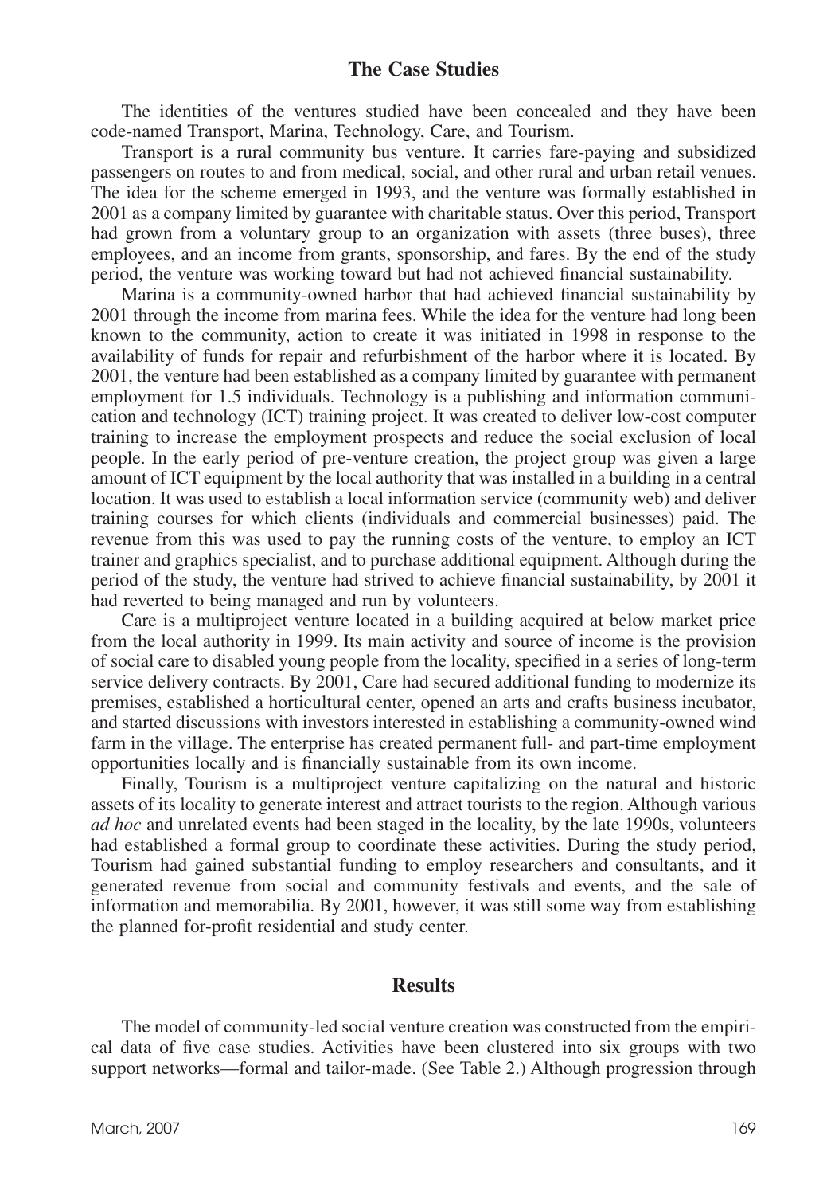## The Case Studies

The identities of the ventures studied have been concealed and they have been code-named Transport, Marina, Technology, Care, and Tourism.

Transport is a rural community bus venture. It carries fare-paying and subsidized passengers on routes to and from medical, social, and other rural and urban retail venues. The idea for the scheme emerged in 1993, and the venture was formally established in 2001 as a company limited by guarantee with charitable status. Over this period, Transport had grown from a voluntary group to an organization with assets (three buses), three employees, and an income from grants, sponsorship, and fares. By the end of the study period, the venture was working toward but had not achieved financial sustainability.

Marina is a community-owned harbor that had achieved financial sustainability by 2001 through the income from marina fees. While the idea for the venture had long been known to the community, action to create it was initiated in 1998 in response to the availability of funds for repair and refurbishment of the harbor where it is located. By 2001, the venture had been established as a company limited by guarantee with permanent employment for 1.5 individuals. Technology is a publishing and information communication and technology (ICT) training project. It was created to deliver low-cost computer training to increase the employment prospects and reduce the social exclusion of local people. In the early period of pre-venture creation, the project group was given a large amount of ICT equipment by the local authority that was installed in a building in a central location. It was used to establish a local information service (community web) and deliver training courses for which clients (individuals and commercial businesses) paid. The revenue from this was used to pay the running costs of the venture, to employ an ICT trainer and graphics specialist, and to purchase additional equipment. Although during the period of the study, the venture had strived to achieve financial sustainability, by 2001 it had reverted to being managed and run by volunteers.

Care is a multiproject venture located in a building acquired at below market price from the local authority in 1999. Its main activity and source of income is the provision of social care to disabled young people from the locality, specified in a series of long-term service delivery contracts. By 2001, Care had secured additional funding to modernize its premises, established a horticultural center, opened an arts and crafts business incubator, and started discussions with investors interested in establishing a community-owned wind farm in the village. The enterprise has created permanent full- and part-time employment opportunities locally and is financially sustainable from its own income.

Finally, Tourism is a multiproject venture capitalizing on the natural and historic assets of its locality to generate interest and attract tourists to the region. Although various *ad hoc* and unrelated events had been staged in the locality, by the late 1990s, volunteers had established a formal group to coordinate these activities. During the study period, Tourism had gained substantial funding to employ researchers and consultants, and it generated revenue from social and community festivals and events, and the sale of information and memorabilia. By 2001, however, it was still some way from establishing the planned for-profit residential and study center.

## Results

The model of community-led social venture creation was constructed from the empirical data of five case studies. Activities have been clustered into six groups with two support networks—formal and tailor-made. (See Table 2.) Although progression through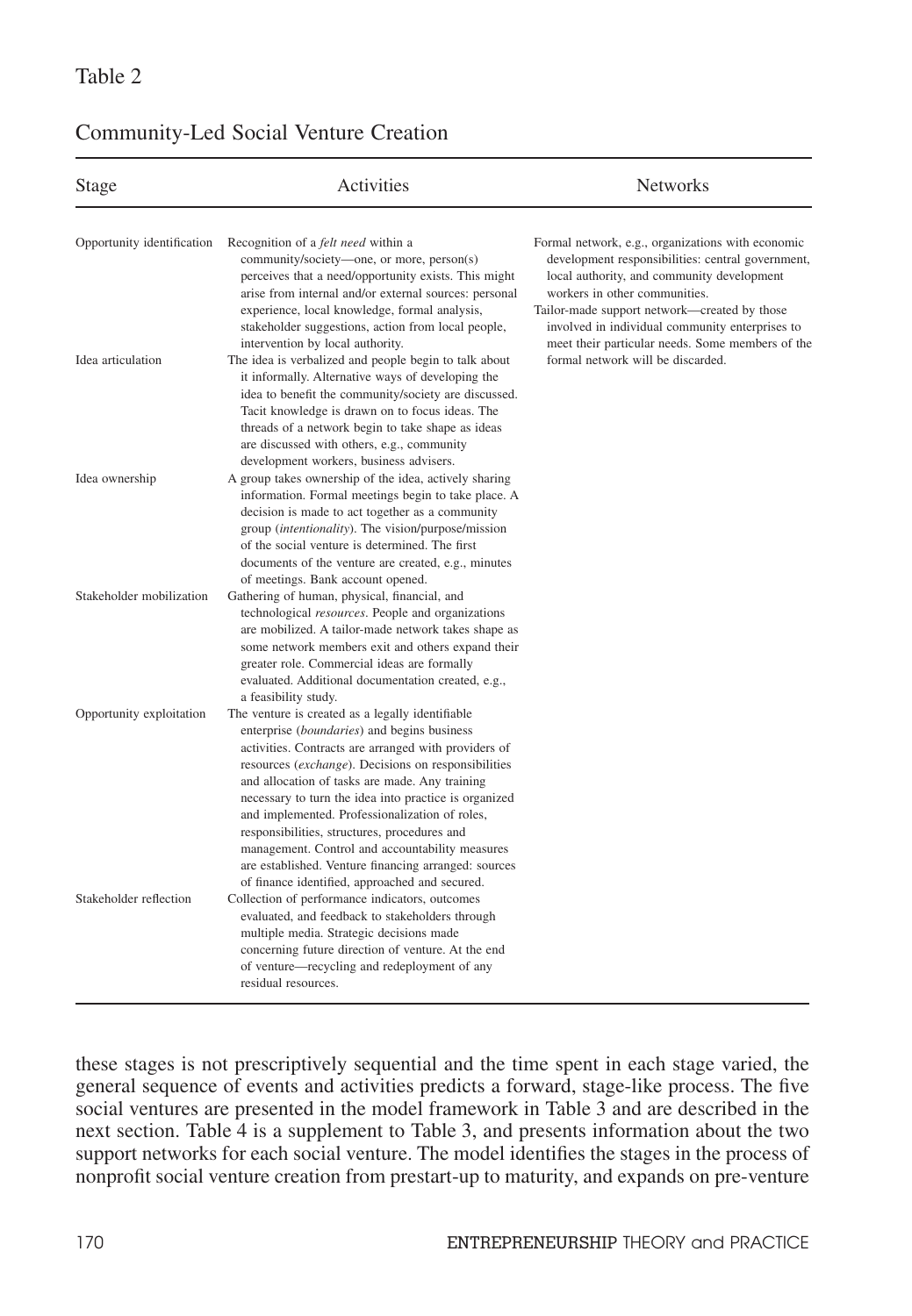Table 2

Community-Led Social Venture Creation

| Stage | Activities | Networks |
|---|---|---|
| Opportunity identification | Recognition of a *felt need* within a community/society—one, or more, person(s) perceives that a need/opportunity exists. This might arise from internal and/or external sources: personal experience, local knowledge, formal analysis, stakeholder suggestions, action from local people, intervention by local authority. | Formal network, e.g., organizations with economic development responsibilities: central government, local authority, and community development workers in other communities. Tailor-made support network—created by those involved in individual community enterprises to meet their particular needs. Some members of the formal network will be discarded. |
| Idea articulation | The idea is verbalized and people begin to talk about it informally. Alternative ways of developing the idea to benefit the community/society are discussed. Tacit knowledge is drawn on to focus ideas. The threads of a network begin to take shape as ideas are discussed with others, e.g., community development workers, business advisers. | |
| Idea ownership | A group takes ownership of the idea, actively sharing information. Formal meetings begin to take place. A decision is made to act together as a community group (*intentionality*). The vision/purpose/mission of the social venture is determined. The first documents of the venture are created, e.g., minutes of meetings. Bank account opened. | |
| Stakeholder mobilization | Gathering of human, physical, financial, and technological *resources*. People and organizations are mobilized. A tailor-made network takes shape as some network members exit and others expand their greater role. Commercial ideas are formally evaluated. Additional documentation created, e.g., a feasibility study. | |
| Opportunity exploitation | The venture is created as a legally identifiable enterprise (*boundaries*) and begins business activities. Contracts are arranged with providers of resources (*exchange*). Decisions on responsibilities and allocation of tasks are made. Any training necessary to turn the idea into practice is organized and implemented. Professionalization of roles, responsibilities, structures, procedures and management. Control and accountability measures are established. Venture financing arranged: sources of finance identified, approached and secured. | |
| Stakeholder reflection | Collection of performance indicators, outcomes evaluated, and feedback to stakeholders through multiple media. Strategic decisions made concerning future direction of venture. At the end of venture—recycling and redeployment of any residual resources. | |

these stages is not prescriptively sequential and the time spent in each stage varied, the general sequence of events and activities predicts a forward, stage-like process. The five social ventures are presented in the model framework in Table 3 and are described in the next section. Table 4 is a supplement to Table 3, and presents information about the two support networks for each social venture. The model identifies the stages in the process of nonprofit social venture creation from prestart-up to maturity, and expands on pre-venture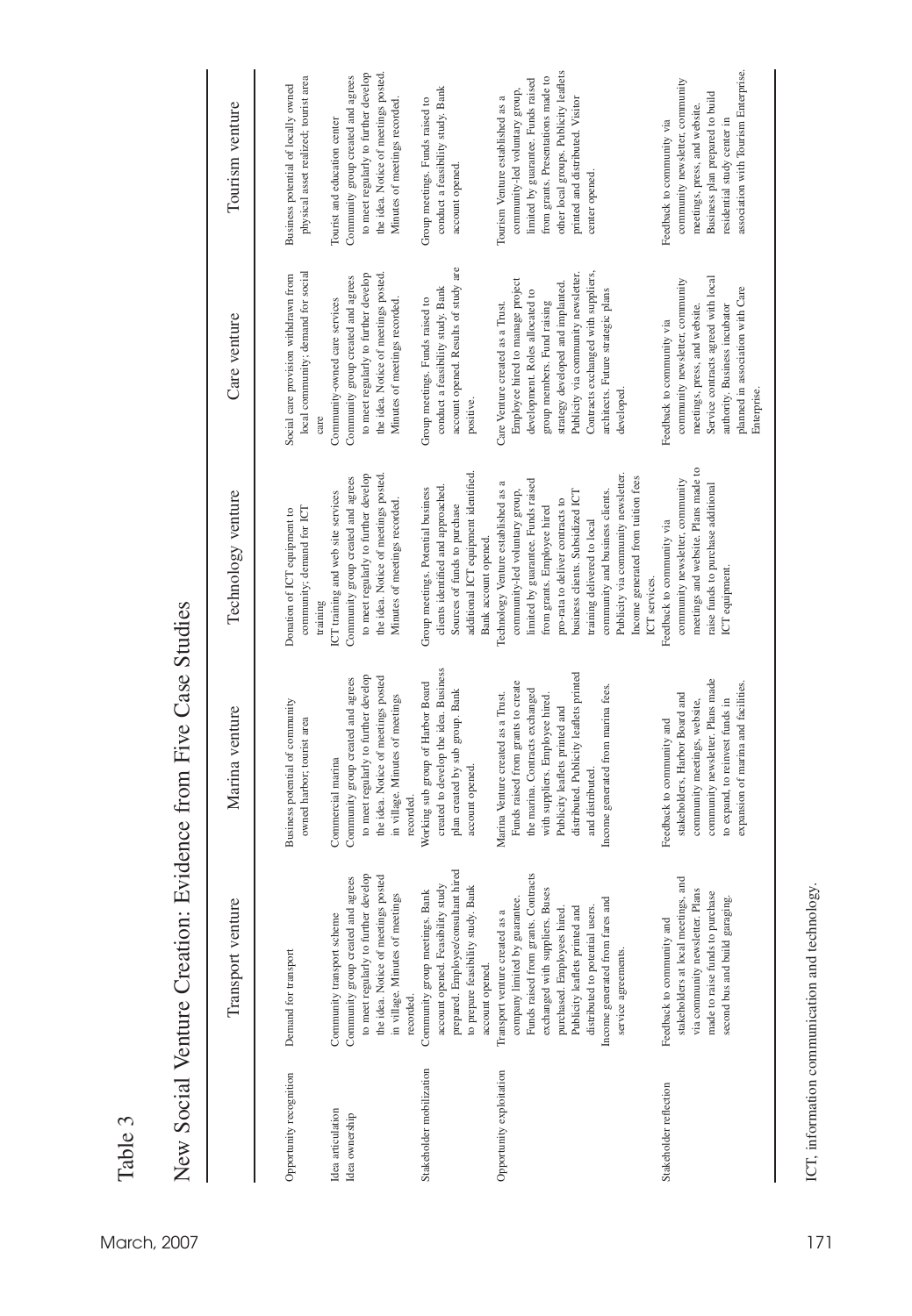Table 3

New Social Venture Creation: Evidence from Five Case Studies

| | Transport venture | Marina venture | Technology venture | Care venture | Tourism venture |
|---|---|---|---|---|---|
| Opportunity recognition | Demand for transport | Business potential of community owned harbor; tourist area | Donation of ICT equipment to community; demand for ICT training | Social care provision withdrawn from local community; demand for social care | Business potential of locally owned physical asset realized; tourist area |
| Idea articulation Idea ownership | Community transport scheme Community group created and agrees to meet regularly to further develop the idea. Notice of meetings posted in village. Minutes of meetings recorded. | Commercial marina Community group created and agrees to meet regularly to further develop the idea. Notice of meetings posted in village. Minutes of meetings recorded. | ICT training and web site services Community group created and agrees to meet regularly to further develop the idea. Notice of meetings posted. Minutes of meetings recorded. | Community-owned care services Community group created and agrees to meet regularly to further develop the idea. Notice of meetings posted. Minutes of meetings recorded. | Tourist and education center Community group created and agrees to meet regularly to further develop the idea. Notice of meetings posted. Minutes of meetings recorded. |
| Stakeholder mobilization | Community group meetings. Bank account opened. Feasibility study prepared. Employee/consultant hired to prepare feasibility study. Bank account opened. | Working sub group of Harbor Board created to develop the idea. Business plan created by sub group. Bank account opened. | Group meetings. Potential business clients identified and approached. Sources of funds to purchase additional ICT equipment identified. Bank account opened. | Group meetings. Funds raised to conduct a feasibility study. Bank account opened. Results of study are positive. | Group meetings. Funds raised to conduct a feasibility study. Bank account opened. |
| Opportunity exploitation | Transport venture created as a company limited by guarantee. Funds raised from grants. Contracts exchanged with suppliers. Buses purchased. Employees hired. Publicity leaflets printed and distributed to potential users. Income generated from fares and service agreements. | Marina Venture created as a Trust. Funds raised from grants to create the marina. Contracts exchanged with suppliers. Employee hired. Publicity leaflets printed and distributed. Publicity leaflets printed and distributed. Income generated from marina fees. | Technology Venture established as a community-led voluntary group, limited by guarantee. Funds raised from grants. Employee hired pro-rata to deliver contracts to business clients. Subsidized ICT training delivered to local community and business clients. Publicity via community newsletter. Income generated from tuition fees ICT services. | Care Venture created as a Trust. Employee hired to manage project development. Roles allocated to group members. Fund raising strategy developed and implanted. Publicity via community newsletter. Contracts exchanged with suppliers, architects. Future strategic plans developed. | Tourism Venture established as a community-led voluntary group, limited by guarantee. Funds raised from grants. Presentations made to other local groups. Publicity leaflets printed and distributed. Visitor center opened. |
| Stakeholder reflection | Feedback to community and stakeholders at local meetings, and via community newsletter. Plans made to raise funds to purchase second bus and build garaging. | Feedback to community and stakeholders, Harbor Board and community meetings, website, community newsletter. Plans made to expand, to reinvest funds in expansion of marina and facilities. | Feedback to community via community newsletter, community meetings and website. Plans made to raise funds to purchase additional ICT equipment. | Feedback to community via community newsletter, community meetings, press, and website. Service contracts agreed with local authority. Business incubator planned in association with Care Enterprise. | Feedback to community via community newsletter, community meetings, press, and website. Business plan prepared to build residential study center in association with Tourism Enterprise. |

ICT, information communication and technology.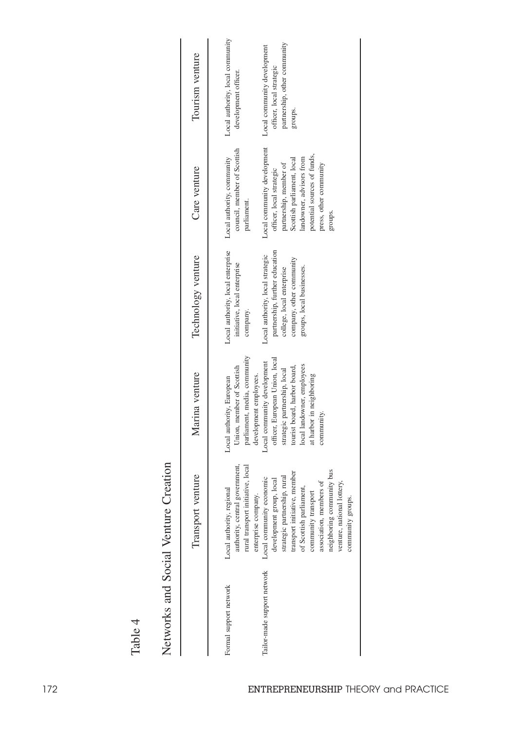Table 4

Networks and Social Venture Creation

| | Transport venture | Marina venture | Technology venture | Care venture | Tourism venture |
|---|---|---|---|---|---|
| Formal support network | Local authority, regional authority, central government, rural transport initiative, local enterprise company. | Local authority, European Union, member of Scottish parliament, media, community development employees. | Local authority, local enterprise initiative, local enterprise company. | Local authority, community council, member of Scottish parliament. | Local authority, local community development officer. |
| Tailor-made support network | Local community economic development group, local strategic partnership, rural transport initiative, member of Scottish parliament, community transport association, members of neighboring community bus venture, national lottery, community groups. | Local community development officer, European Union, local strategic partnership, local tourist board, harbor board, local landowner, employees at harbor in neighboring community. | Local authority, local strategic partnership, further education college, local enterprise company, other community groups, local businesses. | Local community development officer, local strategic partnership, member of Scottish parliament, local landowner, advisors from potential sources of funds, press, other community groups. | Local community development officer, local strategic partnership, other community groups. |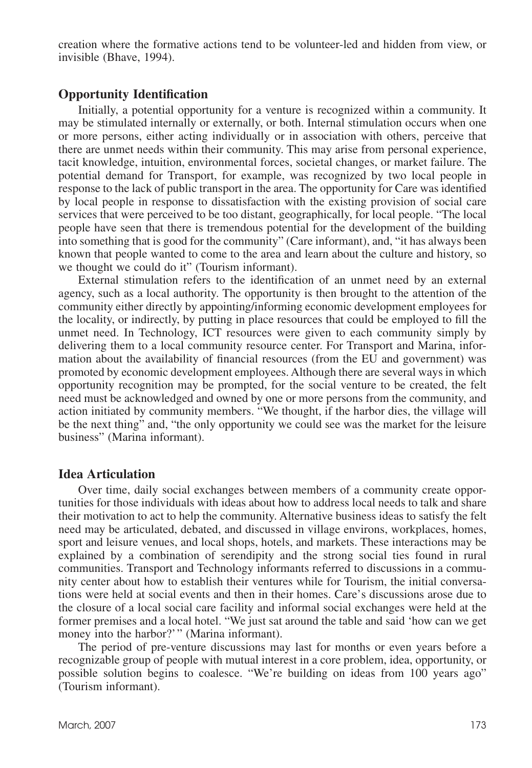creation where the formative actions tend to be volunteer-led and hidden from view, or invisible (Bhave, 1994).

## Opportunity Identification

Initially, a potential opportunity for a venture is recognized within a community. It may be stimulated internally or externally, or both. Internal stimulation occurs when one or more persons, either acting individually or in association with others, perceive that there are unmet needs within their community. This may arise from personal experience, tacit knowledge, intuition, environmental forces, societal changes, or market failure. The potential demand for Transport, for example, was recognized by two local people in response to the lack of public transport in the area. The opportunity for Care was identified by local people in response to dissatisfaction with the existing provision of social care services that were perceived to be too distant, geographically, for local people. "The local people have seen that there is tremendous potential for the development of the building into something that is good for the community" (Care informant), and, "it has always been known that people wanted to come to the area and learn about the culture and history, so we thought we could do it" (Tourism informant).

External stimulation refers to the identification of an unmet need by an external agency, such as a local authority. The opportunity is then brought to the attention of the community either directly by appointing/informing economic development employees for the locality, or indirectly, by putting in place resources that could be employed to fill the unmet need. In Technology, ICT resources were given to each community simply by delivering them to a local community resource center. For Transport and Marina, information about the availability of financial resources (from the EU and government) was promoted by economic development employees. Although there are several ways in which opportunity recognition may be prompted, for the social venture to be created, the felt need must be acknowledged and owned by one or more persons from the community, and action initiated by community members. "We thought, if the harbor dies, the village will be the next thing" and, "the only opportunity we could see was the market for the leisure business" (Marina informant).

## Idea Articulation

Over time, daily social exchanges between members of a community create opportunities for those individuals with ideas about how to address local needs to talk and share their motivation to act to help the community. Alternative business ideas to satisfy the felt need may be articulated, debated, and discussed in village environs, workplaces, homes, sport and leisure venues, and local shops, hotels, and markets. These interactions may be explained by a combination of serendipity and the strong social ties found in rural communities. Transport and Technology informants referred to discussions in a community center about how to establish their ventures while for Tourism, the initial conversations were held at social events and then in their homes. Care's discussions arose due to the closure of a local social care facility and informal social exchanges were held at the former premises and a local hotel. "We just sat around the table and said 'how can we get money into the harbor?' " (Marina informant).

The period of pre-venture discussions may last for months or even years before a recognizable group of people with mutual interest in a core problem, idea, opportunity, or possible solution begins to coalesce. "We're building on ideas from 100 years ago" (Tourism informant).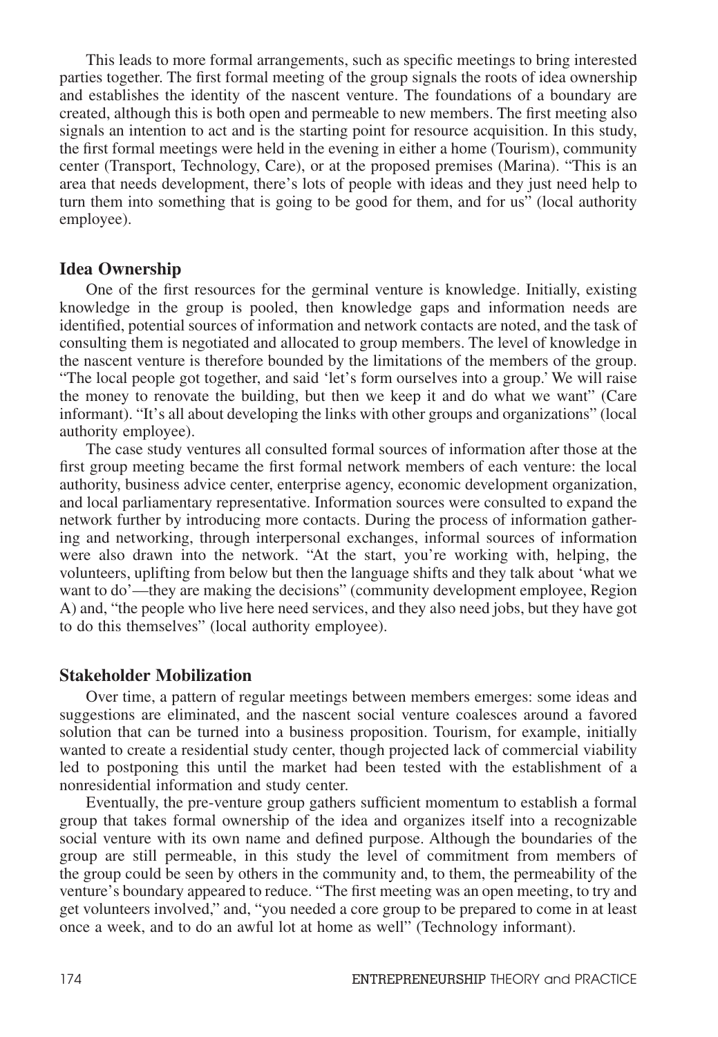This leads to more formal arrangements, such as specific meetings to bring interested parties together. The first formal meeting of the group signals the roots of idea ownership and establishes the identity of the nascent venture. The foundations of a boundary are created, although this is both open and permeable to new members. The first meeting also signals an intention to act and is the starting point for resource acquisition. In this study, the first formal meetings were held in the evening in either a home (Tourism), community center (Transport, Technology, Care), or at the proposed premises (Marina). "This is an area that needs development, there's lots of people with ideas and they just need help to turn them into something that is going to be good for them, and for us" (local authority employee).

## Idea Ownership

One of the first resources for the germinal venture is knowledge. Initially, existing knowledge in the group is pooled, then knowledge gaps and information needs are identified, potential sources of information and network contacts are noted, and the task of consulting them is negotiated and allocated to group members. The level of knowledge in the nascent venture is therefore bounded by the limitations of the members of the group. "The local people got together, and said 'let's form ourselves into a group.' We will raise the money to renovate the building, but then we keep it and do what we want" (Care informant). "It's all about developing the links with other groups and organizations" (local authority employee).

The case study ventures all consulted formal sources of information after those at the first group meeting became the first formal network members of each venture: the local authority, business advice center, enterprise agency, economic development organization, and local parliamentary representative. Information sources were consulted to expand the network further by introducing more contacts. During the process of information gathering and networking, through interpersonal exchanges, informal sources of information were also drawn into the network. "At the start, you're working with, helping, the volunteers, uplifting from below but then the language shifts and they talk about 'what we want to do'—they are making the decisions" (community development employee, Region A) and, "the people who live here need services, and they also need jobs, but they have got to do this themselves" (local authority employee).

## Stakeholder Mobilization

Over time, a pattern of regular meetings between members emerges: some ideas and suggestions are eliminated, and the nascent social venture coalesces around a favored solution that can be turned into a business proposition. Tourism, for example, initially wanted to create a residential study center, though projected lack of commercial viability led to postponing this until the market had been tested with the establishment of a nonresidential information and study center.

Eventually, the pre-venture group gathers sufficient momentum to establish a formal group that takes formal ownership of the idea and organizes itself into a recognizable social venture with its own name and defined purpose. Although the boundaries of the group are still permeable, in this study the level of commitment from members of the group could be seen by others in the community and, to them, the permeability of the venture's boundary appeared to reduce. "The first meeting was an open meeting, to try and get volunteers involved," and, "you needed a core group to be prepared to come in at least once a week, and to do an awful lot at home as well" (Technology informant).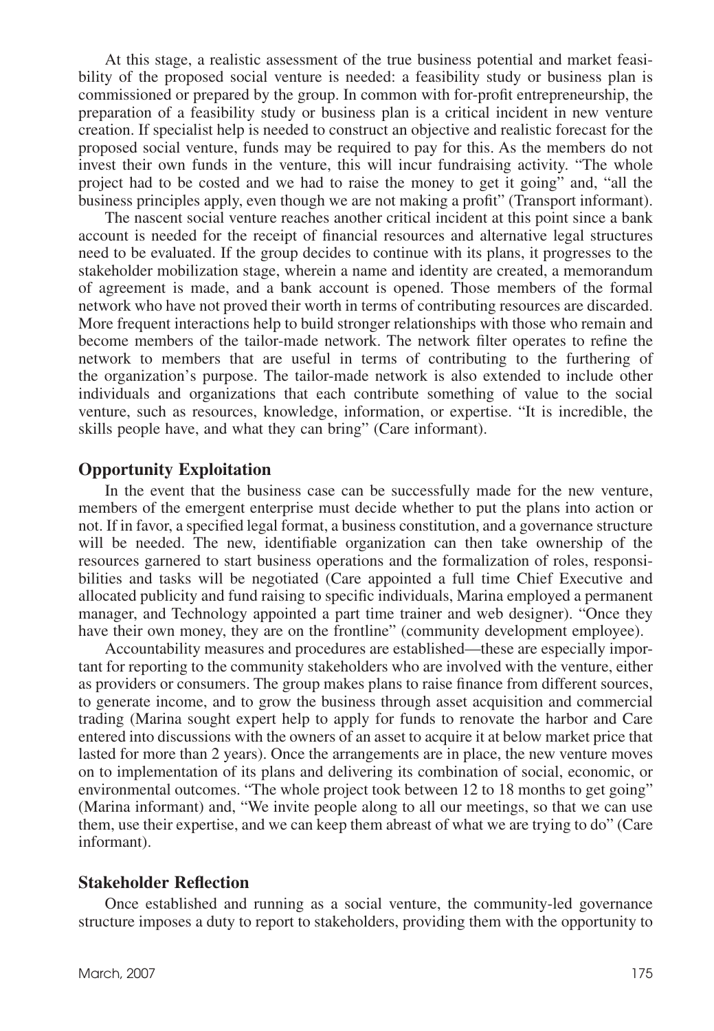At this stage, a realistic assessment of the true business potential and market feasibility of the proposed social venture is needed: a feasibility study or business plan is commissioned or prepared by the group. In common with for-profit entrepreneurship, the preparation of a feasibility study or business plan is a critical incident in new venture creation. If specialist help is needed to construct an objective and realistic forecast for the proposed social venture, funds may be required to pay for this. As the members do not invest their own funds in the venture, this will incur fundraising activity. "The whole project had to be costed and we had to raise the money to get it going" and, "all the business principles apply, even though we are not making a profit" (Transport informant).

The nascent social venture reaches another critical incident at this point since a bank account is needed for the receipt of financial resources and alternative legal structures need to be evaluated. If the group decides to continue with its plans, it progresses to the stakeholder mobilization stage, wherein a name and identity are created, a memorandum of agreement is made, and a bank account is opened. Those members of the formal network who have not proved their worth in terms of contributing resources are discarded. More frequent interactions help to build stronger relationships with those who remain and become members of the tailor-made network. The network filter operates to refine the network to members that are useful in terms of contributing to the furthering of the organization's purpose. The tailor-made network is also extended to include other individuals and organizations that each contribute something of value to the social venture, such as resources, knowledge, information, or expertise. "It is incredible, the skills people have, and what they can bring" (Care informant).

## Opportunity Exploitation

In the event that the business case can be successfully made for the new venture, members of the emergent enterprise must decide whether to put the plans into action or not. If in favor, a specified legal format, a business constitution, and a governance structure will be needed. The new, identifiable organization can then take ownership of the resources garnered to start business operations and the formalization of roles, responsibilities and tasks will be negotiated (Care appointed a full time Chief Executive and allocated publicity and fund raising to specific individuals, Marina employed a permanent manager, and Technology appointed a part time trainer and web designer). "Once they have their own money, they are on the frontline" (community development employee).

Accountability measures and procedures are established—these are especially important for reporting to the community stakeholders who are involved with the venture, either as providers or consumers. The group makes plans to raise finance from different sources, to generate income, and to grow the business through asset acquisition and commercial trading (Marina sought expert help to apply for funds to renovate the harbor and Care entered into discussions with the owners of an asset to acquire it at below market price that lasted for more than 2 years). Once the arrangements are in place, the new venture moves on to implementation of its plans and delivering its combination of social, economic, or environmental outcomes. "The whole project took between 12 to 18 months to get going" (Marina informant) and, "We invite people along to all our meetings, so that we can use them, use their expertise, and we can keep them abreast of what we are trying to do" (Care informant).

## Stakeholder Reflection

Once established and running as a social venture, the community-led governance structure imposes a duty to report to stakeholders, providing them with the opportunity to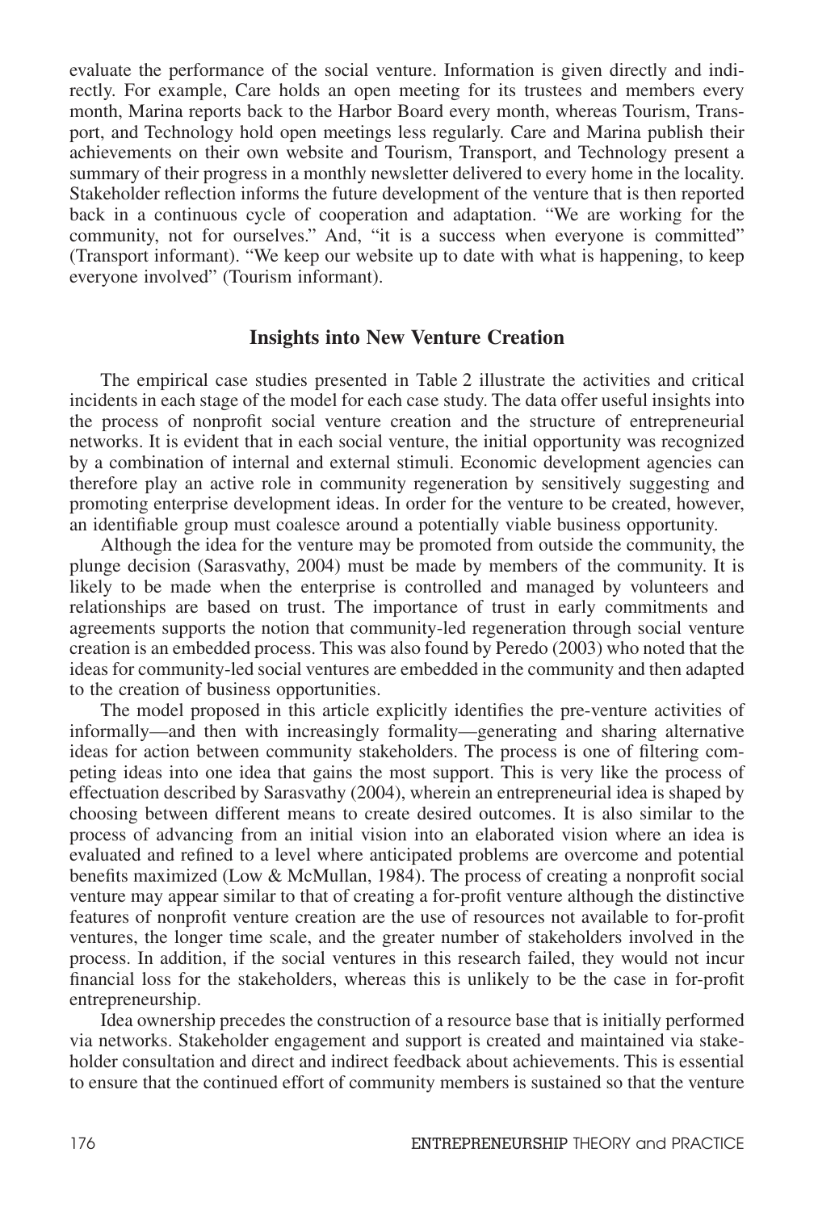evaluate the performance of the social venture. Information is given directly and indirectly. For example, Care holds an open meeting for its trustees and members every month, Marina reports back to the Harbor Board every month, whereas Tourism, Transport, and Technology hold open meetings less regularly. Care and Marina publish their achievements on their own website and Tourism, Transport, and Technology present a summary of their progress in a monthly newsletter delivered to every home in the locality. Stakeholder reflection informs the future development of the venture that is then reported back in a continuous cycle of cooperation and adaptation. "We are working for the community, not for ourselves." And, "it is a success when everyone is committed" (Transport informant). "We keep our website up to date with what is happening, to keep everyone involved" (Tourism informant).

## Insights into New Venture Creation

The empirical case studies presented in Table 2 illustrate the activities and critical incidents in each stage of the model for each case study. The data offer useful insights into the process of nonprofit social venture creation and the structure of entrepreneurial networks. It is evident that in each social venture, the initial opportunity was recognized by a combination of internal and external stimuli. Economic development agencies can therefore play an active role in community regeneration by sensitively suggesting and promoting enterprise development ideas. In order for the venture to be created, however, an identifiable group must coalesce around a potentially viable business opportunity.

Although the idea for the venture may be promoted from outside the community, the plunge decision (Sarasvathy, 2004) must be made by members of the community. It is likely to be made when the enterprise is controlled and managed by volunteers and relationships are based on trust. The importance of trust in early commitments and agreements supports the notion that community-led regeneration through social venture creation is an embedded process. This was also found by Peredo (2003) who noted that the ideas for community-led social ventures are embedded in the community and then adapted to the creation of business opportunities.

The model proposed in this article explicitly identifies the pre-venture activities of informally—and then with increasingly formality—generating and sharing alternative ideas for action between community stakeholders. The process is one of filtering competing ideas into one idea that gains the most support. This is very like the process of effectuation described by Sarasvathy (2004), wherein an entrepreneurial idea is shaped by choosing between different means to create desired outcomes. It is also similar to the process of advancing from an initial vision into an elaborated vision where an idea is evaluated and refined to a level where anticipated problems are overcome and potential benefits maximized (Low & McMullan, 1984). The process of creating a nonprofit social venture may appear similar to that of creating a for-profit venture although the distinctive features of nonprofit venture creation are the use of resources not available to for-profit ventures, the longer time scale, and the greater number of stakeholders involved in the process. In addition, if the social ventures in this research failed, they would not incur financial loss for the stakeholders, whereas this is unlikely to be the case in for-profit entrepreneurship.

Idea ownership precedes the construction of a resource base that is initially performed via networks. Stakeholder engagement and support is created and maintained via stakeholder consultation and direct and indirect feedback about achievements. This is essential to ensure that the continued effort of community members is sustained so that the venture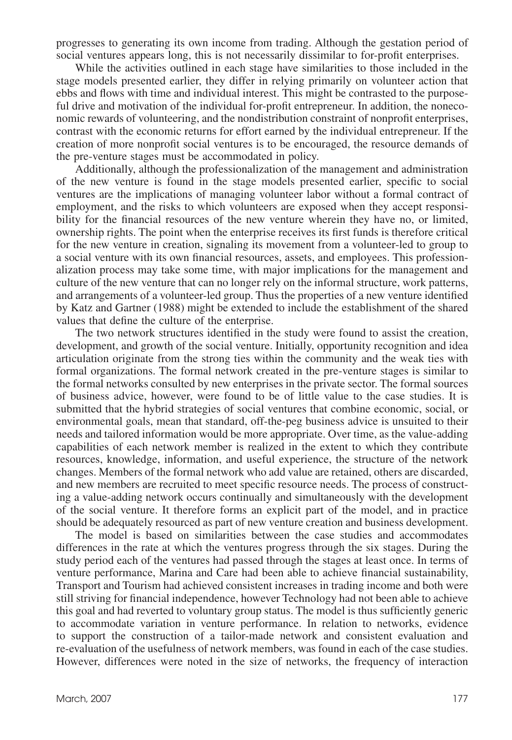progresses to generating its own income from trading. Although the gestation period of social ventures appears long, this is not necessarily dissimilar to for-profit enterprises.

While the activities outlined in each stage have similarities to those included in the stage models presented earlier, they differ in relying primarily on volunteer action that ebbs and flows with time and individual interest. This might be contrasted to the purposeful drive and motivation of the individual for-profit entrepreneur. In addition, the noneconomic rewards of volunteering, and the nondistribution constraint of nonprofit enterprises, contrast with the economic returns for effort earned by the individual entrepreneur. If the creation of more nonprofit social ventures is to be encouraged, the resource demands of the pre-venture stages must be accommodated in policy.

Additionally, although the professionalization of the management and administration of the new venture is found in the stage models presented earlier, specific to social ventures are the implications of managing volunteer labor without a formal contract of employment, and the risks to which volunteers are exposed when they accept responsibility for the financial resources of the new venture wherein they have no, or limited, ownership rights. The point when the enterprise receives its first funds is therefore critical for the new venture in creation, signaling its movement from a volunteer-led to group to a social venture with its own financial resources, assets, and employees. This professionalization process may take some time, with major implications for the management and culture of the new venture that can no longer rely on the informal structure, work patterns, and arrangements of a volunteer-led group. Thus the properties of a new venture identified by Katz and Gartner (1988) might be extended to include the establishment of the shared values that define the culture of the enterprise.

The two network structures identified in the study were found to assist the creation, development, and growth of the social venture. Initially, opportunity recognition and idea articulation originate from the strong ties within the community and the weak ties with formal organizations. The formal network created in the pre-venture stages is similar to the formal networks consulted by new enterprises in the private sector. The formal sources of business advice, however, were found to be of little value to the case studies. It is submitted that the hybrid strategies of social ventures that combine economic, social, or environmental goals, mean that standard, off-the-peg business advice is unsuited to their needs and tailored information would be more appropriate. Over time, as the value-adding capabilities of each network member is realized in the extent to which they contribute resources, knowledge, information, and useful experience, the structure of the network changes. Members of the formal network who add value are retained, others are discarded, and new members are recruited to meet specific resource needs. The process of constructing a value-adding network occurs continually and simultaneously with the development of the social venture. It therefore forms an explicit part of the model, and in practice should be adequately resourced as part of new venture creation and business development.

The model is based on similarities between the case studies and accommodates differences in the rate at which the ventures progress through the six stages. During the study period each of the ventures had passed through the stages at least once. In terms of venture performance, Marina and Care had been able to achieve financial sustainability, Transport and Tourism had achieved consistent increases in trading income and both were still striving for financial independence, however Technology had not been able to achieve this goal and had reverted to voluntary group status. The model is thus sufficiently generic to accommodate variation in venture performance. In relation to networks, evidence to support the construction of a tailor-made network and consistent evaluation and re-evaluation of the usefulness of network members, was found in each of the case studies. However, differences were noted in the size of networks, the frequency of interaction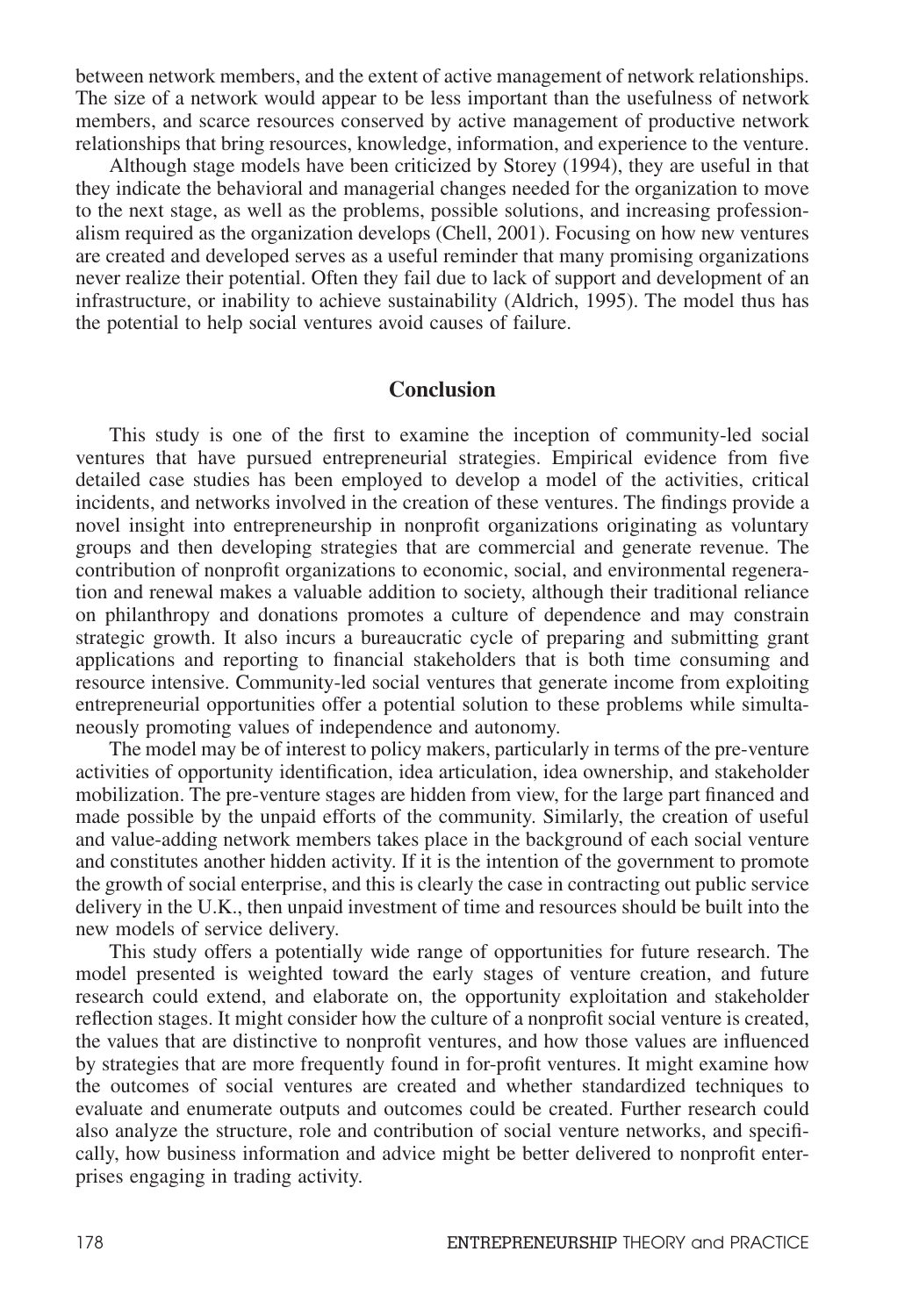between network members, and the extent of active management of network relationships. The size of a network would appear to be less important than the usefulness of network members, and scarce resources conserved by active management of productive network relationships that bring resources, knowledge, information, and experience to the venture.

Although stage models have been criticized by Storey (1994), they are useful in that they indicate the behavioral and managerial changes needed for the organization to move to the next stage, as well as the problems, possible solutions, and increasing professionalism required as the organization develops (Chell, 2001). Focusing on how new ventures are created and developed serves as a useful reminder that many promising organizations never realize their potential. Often they fail due to lack of support and development of an infrastructure, or inability to achieve sustainability (Aldrich, 1995). The model thus has the potential to help social ventures avoid causes of failure.

## Conclusion

This study is one of the first to examine the inception of community-led social ventures that have pursued entrepreneurial strategies. Empirical evidence from five detailed case studies has been employed to develop a model of the activities, critical incidents, and networks involved in the creation of these ventures. The findings provide a novel insight into entrepreneurship in nonprofit organizations originating as voluntary groups and then developing strategies that are commercial and generate revenue. The contribution of nonprofit organizations to economic, social, and environmental regeneration and renewal makes a valuable addition to society, although their traditional reliance on philanthropy and donations promotes a culture of dependence and may constrain strategic growth. It also incurs a bureaucratic cycle of preparing and submitting grant applications and reporting to financial stakeholders that is both time consuming and resource intensive. Community-led social ventures that generate income from exploiting entrepreneurial opportunities offer a potential solution to these problems while simultaneously promoting values of independence and autonomy.

The model may be of interest to policy makers, particularly in terms of the pre-venture activities of opportunity identification, idea articulation, idea ownership, and stakeholder mobilization. The pre-venture stages are hidden from view, for the large part financed and made possible by the unpaid efforts of the community. Similarly, the creation of useful and value-adding network members takes place in the background of each social venture and constitutes another hidden activity. If it is the intention of the government to promote the growth of social enterprise, and this is clearly the case in contracting out public service delivery in the U.K., then unpaid investment of time and resources should be built into the new models of service delivery.

This study offers a potentially wide range of opportunities for future research. The model presented is weighted toward the early stages of venture creation, and future research could extend, and elaborate on, the opportunity exploitation and stakeholder reflection stages. It might consider how the culture of a nonprofit social venture is created, the values that are distinctive to nonprofit ventures, and how those values are influenced by strategies that are more frequently found in for-profit ventures. It might examine how the outcomes of social ventures are created and whether standardized techniques to evaluate and enumerate outputs and outcomes could be created. Further research could also analyze the structure, role and contribution of social venture networks, and specifically, how business information and advice might be better delivered to nonprofit enterprises engaging in trading activity.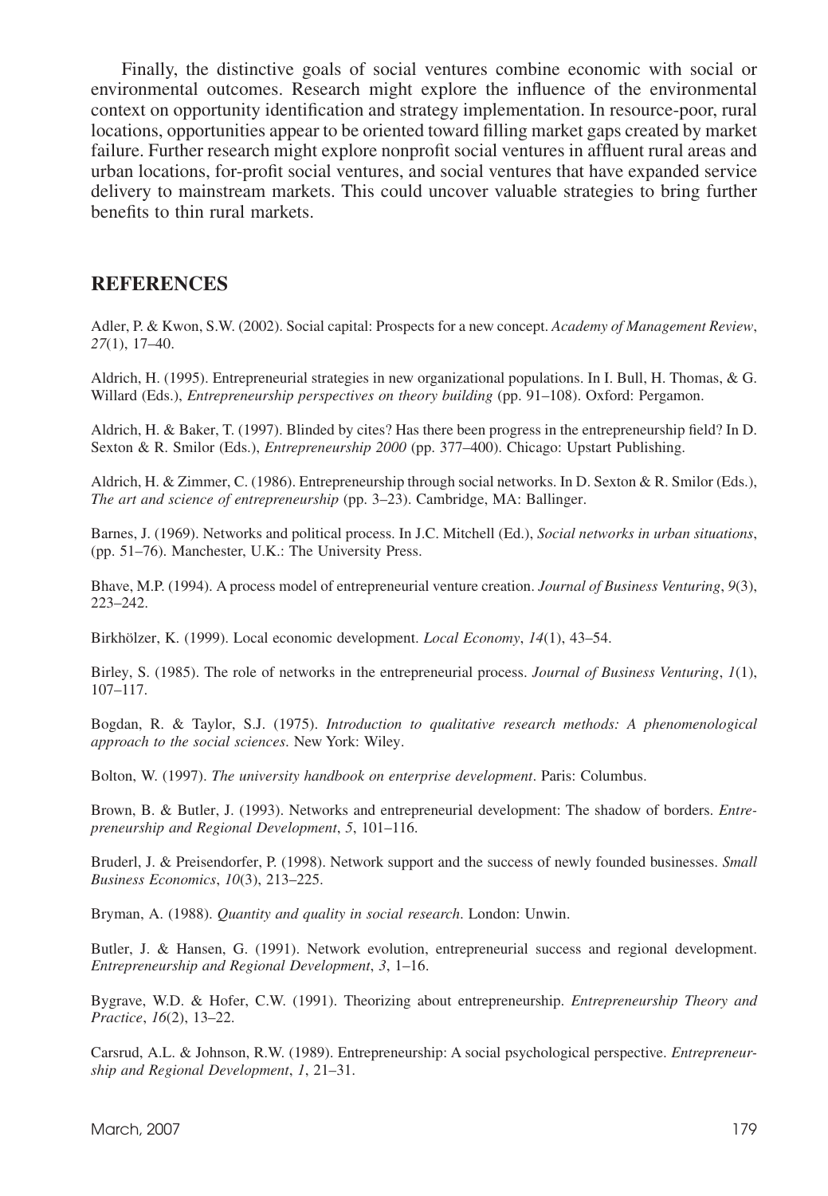Finally, the distinctive goals of social ventures combine economic with social or environmental outcomes. Research might explore the influence of the environmental context on opportunity identification and strategy implementation. In resource-poor, rural locations, opportunities appear to be oriented toward filling market gaps created by market failure. Further research might explore nonprofit social ventures in affluent rural areas and urban locations, for-profit social ventures, and social ventures that have expanded service delivery to mainstream markets. This could uncover valuable strategies to bring further benefits to thin rural markets.

## REFERENCES

Adler, P. & Kwon, S.W. (2002). Social capital: Prospects for a new concept. *Academy of Management Review*, *27*(1), 17–40.

Aldrich, H. (1995). Entrepreneurial strategies in new organizational populations. In I. Bull, H. Thomas, & G. Willard (Eds.), *Entrepreneurship perspectives on theory building* (pp. 91–108). Oxford: Pergamon.

Aldrich, H. & Baker, T. (1997). Blinded by cites? Has there been progress in the entrepreneurship field? In D. Sexton & R. Smilor (Eds.), *Entrepreneurship 2000* (pp. 377–400). Chicago: Upstart Publishing.

Aldrich, H. & Zimmer, C. (1986). Entrepreneurship through social networks. In D. Sexton & R. Smilor (Eds.), *The art and science of entrepreneurship* (pp. 3–23). Cambridge, MA: Ballinger.

Barnes, J. (1969). Networks and political process. In J.C. Mitchell (Ed.), *Social networks in urban situations*, (pp. 51–76). Manchester, U.K.: The University Press.

Bhave, M.P. (1994). A process model of entrepreneurial venture creation. *Journal of Business Venturing*, *9*(3), 223–242.

Birkhölzer, K. (1999). Local economic development. *Local Economy*, *14*(1), 43–54.

Birley, S. (1985). The role of networks in the entrepreneurial process. *Journal of Business Venturing*, *1*(1), 107–117.

Bogdan, R. & Taylor, S.J. (1975). *Introduction to qualitative research methods: A phenomenological approach to the social sciences*. New York: Wiley.

Bolton, W. (1997). *The university handbook on enterprise development*. Paris: Columbus.

Brown, B. & Butler, J. (1993). Networks and entrepreneurial development: The shadow of borders. *Entrepreneurship and Regional Development*, *5*, 101–116.

Bruderl, J. & Preisendorfer, P. (1998). Network support and the success of newly founded businesses. *Small Business Economics*, *10*(3), 213–225.

Bryman, A. (1988). *Quantity and quality in social research*. London: Unwin.

Butler, J. & Hansen, G. (1991). Network evolution, entrepreneurial success and regional development. *Entrepreneurship and Regional Development*, *3*, 1–16.

Bygrave, W.D. & Hofer, C.W. (1991). Theorizing about entrepreneurship. *Entrepreneurship Theory and Practice*, *16*(2), 13–22.

Carsrud, A.L. & Johnson, R.W. (1989). Entrepreneurship: A social psychological perspective. *Entrepreneurship and Regional Development*, *1*, 21–31.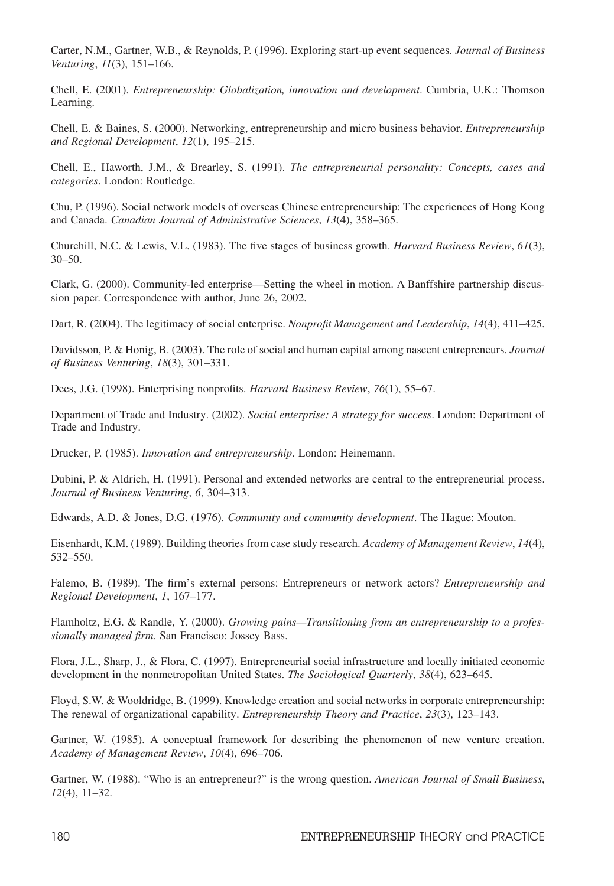Carter, N.M., Gartner, W.B., & Reynolds, P. (1996). Exploring start-up event sequences. *Journal of Business Venturing*, *11*(3), 151–166.

Chell, E. (2001). *Entrepreneurship: Globalization, innovation and development*. Cumbria, U.K.: Thomson Learning.

Chell, E. & Baines, S. (2000). Networking, entrepreneurship and micro business behavior. *Entrepreneurship and Regional Development*, *12*(1), 195–215.

Chell, E., Haworth, J.M., & Brearley, S. (1991). *The entrepreneurial personality: Concepts, cases and categories*. London: Routledge.

Chu, P. (1996). Social network models of overseas Chinese entrepreneurship: The experiences of Hong Kong and Canada. *Canadian Journal of Administrative Sciences*, *13*(4), 358–365.

Churchill, N.C. & Lewis, V.L. (1983). The five stages of business growth. *Harvard Business Review*, *61*(3), 30–50.

Clark, G. (2000). Community-led enterprise—Setting the wheel in motion. A Banffshire partnership discussion paper. Correspondence with author, June 26, 2002.

Dart, R. (2004). The legitimacy of social enterprise. *Nonprofit Management and Leadership*, *14*(4), 411–425.

Davidsson, P. & Honig, B. (2003). The role of social and human capital among nascent entrepreneurs. *Journal of Business Venturing*, *18*(3), 301–331.

Dees, J.G. (1998). Enterprising nonprofits. *Harvard Business Review*, *76*(1), 55–67.

Department of Trade and Industry. (2002). *Social enterprise: A strategy for success*. London: Department of Trade and Industry.

Drucker, P. (1985). *Innovation and entrepreneurship*. London: Heinemann.

Dubini, P. & Aldrich, H. (1991). Personal and extended networks are central to the entrepreneurial process. *Journal of Business Venturing*, *6*, 304–313.

Edwards, A.D. & Jones, D.G. (1976). *Community and community development*. The Hague: Mouton.

Eisenhardt, K.M. (1989). Building theories from case study research. *Academy of Management Review*, *14*(4), 532–550.

Falemo, B. (1989). The firm's external persons: Entrepreneurs or network actors? *Entrepreneurship and Regional Development*, *1*, 167–177.

Flamholtz, E.G. & Randle, Y. (2000). *Growing pains—Transitioning from an entrepreneurship to a professionally managed firm*. San Francisco: Jossey Bass.

Flora, J.L., Sharp, J., & Flora, C. (1997). Entrepreneurial social infrastructure and locally initiated economic development in the nonmetropolitan United States. *The Sociological Quarterly*, *38*(4), 623–645.

Floyd, S.W. & Wooldridge, B. (1999). Knowledge creation and social networks in corporate entrepreneurship: The renewal of organizational capability. *Entrepreneurship Theory and Practice*, *23*(3), 123–143.

Gartner, W. (1985). A conceptual framework for describing the phenomenon of new venture creation. *Academy of Management Review*, *10*(4), 696–706.

Gartner, W. (1988). "Who is an entrepreneur?" is the wrong question. *American Journal of Small Business*, *12*(4), 11–32.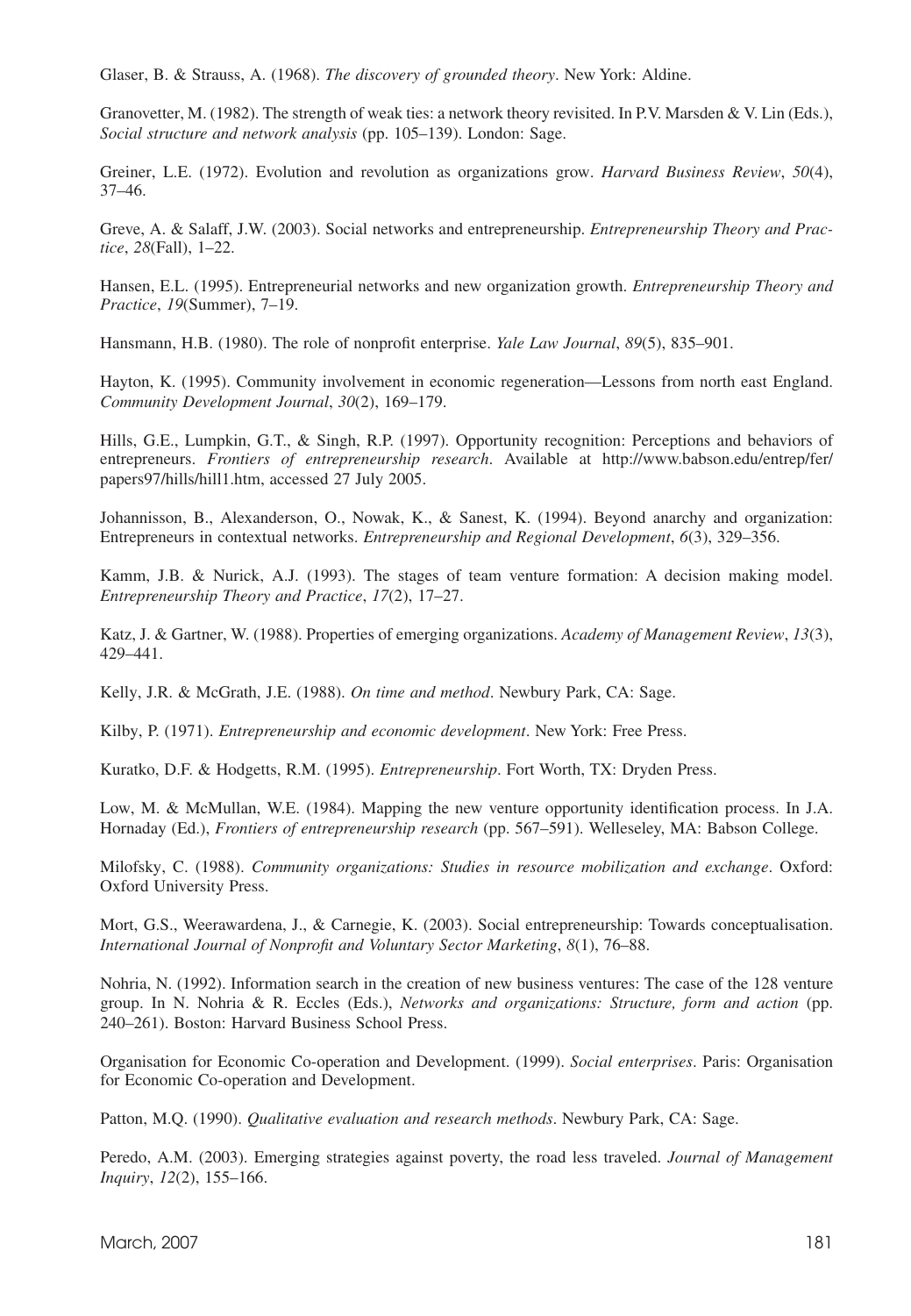Glaser, B. & Strauss, A. (1968). *The discovery of grounded theory*. New York: Aldine.

Granovetter, M. (1982). The strength of weak ties: a network theory revisited. In P.V. Marsden & V. Lin (Eds.), *Social structure and network analysis* (pp. 105–139). London: Sage.

Greiner, L.E. (1972). Evolution and revolution as organizations grow. *Harvard Business Review*, *50*(4), 37–46.

Greve, A. & Salaff, J.W. (2003). Social networks and entrepreneurship. *Entrepreneurship Theory and Practice*, *28*(Fall), 1–22.

Hansen, E.L. (1995). Entrepreneurial networks and new organization growth. *Entrepreneurship Theory and Practice*, *19*(Summer), 7–19.

Hansmann, H.B. (1980). The role of nonprofit enterprise. *Yale Law Journal*, *89*(5), 835–901.

Hayton, K. (1995). Community involvement in economic regeneration—Lessons from north east England. *Community Development Journal*, *30*(2), 169–179.

Hills, G.E., Lumpkin, G.T., & Singh, R.P. (1997). Opportunity recognition: Perceptions and behaviors of entrepreneurs. *Frontiers of entrepreneurship research*. Available at http://www.babson.edu/entrep/fer/papers97/hills/hill1.htm, accessed 27 July 2005.

Johannisson, B., Alexanderson, O., Nowak, K., & Sanest, K. (1994). Beyond anarchy and organization: Entrepreneurs in contextual networks. *Entrepreneurship and Regional Development*, *6*(3), 329–356.

Kamm, J.B. & Nurick, A.J. (1993). The stages of team venture formation: A decision making model. *Entrepreneurship Theory and Practice*, *17*(2), 17–27.

Katz, J. & Gartner, W. (1988). Properties of emerging organizations. *Academy of Management Review*, *13*(3), 429–441.

Kelly, J.R. & McGrath, J.E. (1988). *On time and method*. Newbury Park, CA: Sage.

Kilby, P. (1971). *Entrepreneurship and economic development*. New York: Free Press.

Kuratko, D.F. & Hodgetts, R.M. (1995). *Entrepreneurship*. Fort Worth, TX: Dryden Press.

Low, M. & McMullan, W.E. (1984). Mapping the new venture opportunity identification process. In J.A. Hornaday (Ed.), *Frontiers of entrepreneurship research* (pp. 567–591). Welleseley, MA: Babson College.

Milofsky, C. (1988). *Community organizations: Studies in resource mobilization and exchange*. Oxford: Oxford University Press.

Mort, G.S., Weerawardena, J., & Carnegie, K. (2003). Social entrepreneurship: Towards conceptualisation. *International Journal of Nonprofit and Voluntary Sector Marketing*, *8*(1), 76–88.

Nohria, N. (1992). Information search in the creation of new business ventures: The case of the 128 venture group. In N. Nohria & R. Eccles (Eds.), *Networks and organizations: Structure, form and action* (pp. 240–261). Boston: Harvard Business School Press.

Organisation for Economic Co-operation and Development. (1999). *Social enterprises*. Paris: Organisation for Economic Co-operation and Development.

Patton, M.Q. (1990). *Qualitative evaluation and research methods*. Newbury Park, CA: Sage.

Peredo, A.M. (2003). Emerging strategies against poverty, the road less traveled. *Journal of Management Inquiry*, *12*(2), 155–166.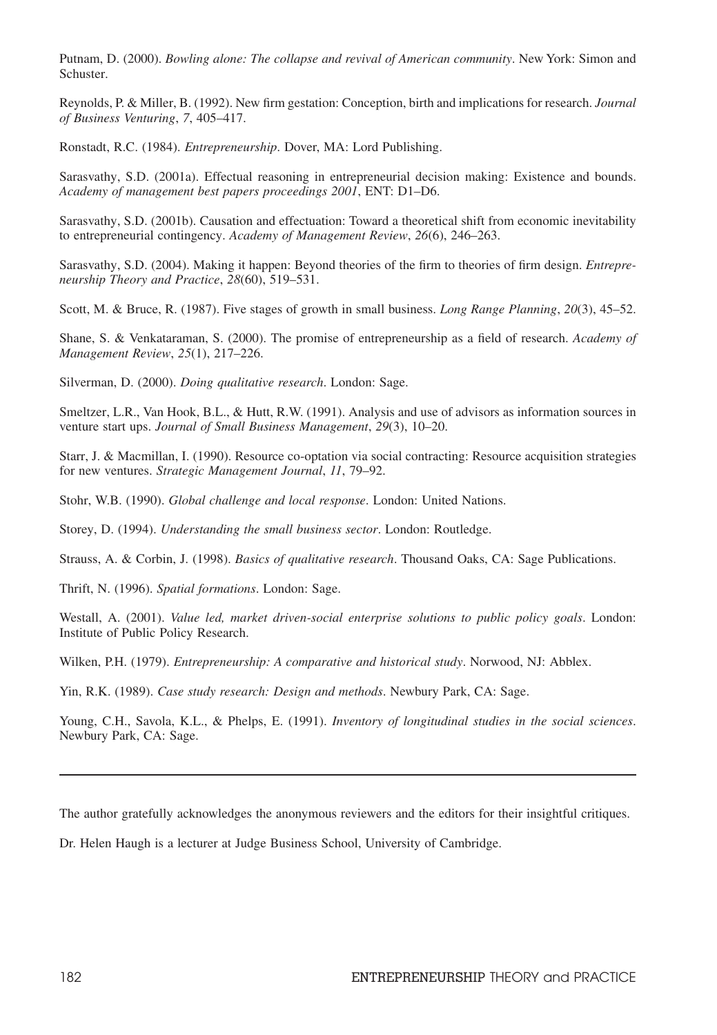Putnam, D. (2000). *Bowling alone: The collapse and revival of American community*. New York: Simon and Schuster.

Reynolds, P. & Miller, B. (1992). New firm gestation: Conception, birth and implications for research. *Journal of Business Venturing*, *7*, 405–417.

Ronstadt, R.C. (1984). *Entrepreneurship*. Dover, MA: Lord Publishing.

Sarasvathy, S.D. (2001a). Effectual reasoning in entrepreneurial decision making: Existence and bounds. *Academy of management best papers proceedings 2001*, ENT: D1–D6.

Sarasvathy, S.D. (2001b). Causation and effectuation: Toward a theoretical shift from economic inevitability to entrepreneurial contingency. *Academy of Management Review*, *26*(6), 246–263.

Sarasvathy, S.D. (2004). Making it happen: Beyond theories of the firm to theories of firm design. *Entrepreneurship Theory and Practice*, *28*(60), 519–531.

Scott, M. & Bruce, R. (1987). Five stages of growth in small business. *Long Range Planning*, *20*(3), 45–52.

Shane, S. & Venkataraman, S. (2000). The promise of entrepreneurship as a field of research. *Academy of Management Review*, *25*(1), 217–226.

Silverman, D. (2000). *Doing qualitative research*. London: Sage.

Smeltzer, L.R., Van Hook, B.L., & Hutt, R.W. (1991). Analysis and use of advisors as information sources in venture start ups. *Journal of Small Business Management*, *29*(3), 10–20.

Starr, J. & Macmillan, I. (1990). Resource co-optation via social contracting: Resource acquisition strategies for new ventures. *Strategic Management Journal*, *11*, 79–92.

Stohr, W.B. (1990). *Global challenge and local response*. London: United Nations.

Storey, D. (1994). *Understanding the small business sector*. London: Routledge.

Strauss, A. & Corbin, J. (1998). *Basics of qualitative research*. Thousand Oaks, CA: Sage Publications.

Thrift, N. (1996). *Spatial formations*. London: Sage.

Westall, A. (2001). *Value led, market driven-social enterprise solutions to public policy goals*. London: Institute of Public Policy Research.

Wilken, P.H. (1979). *Entrepreneurship: A comparative and historical study*. Norwood, NJ: Abblex.

Yin, R.K. (1989). *Case study research: Design and methods*. Newbury Park, CA: Sage.

Young, C.H., Savola, K.L., & Phelps, E. (1991). *Inventory of longitudinal studies in the social sciences*. Newbury Park, CA: Sage.

---

The author gratefully acknowledges the anonymous reviewers and the editors for their insightful critiques.

Dr. Helen Haugh is a lecturer at Judge Business School, University of Cambridge.